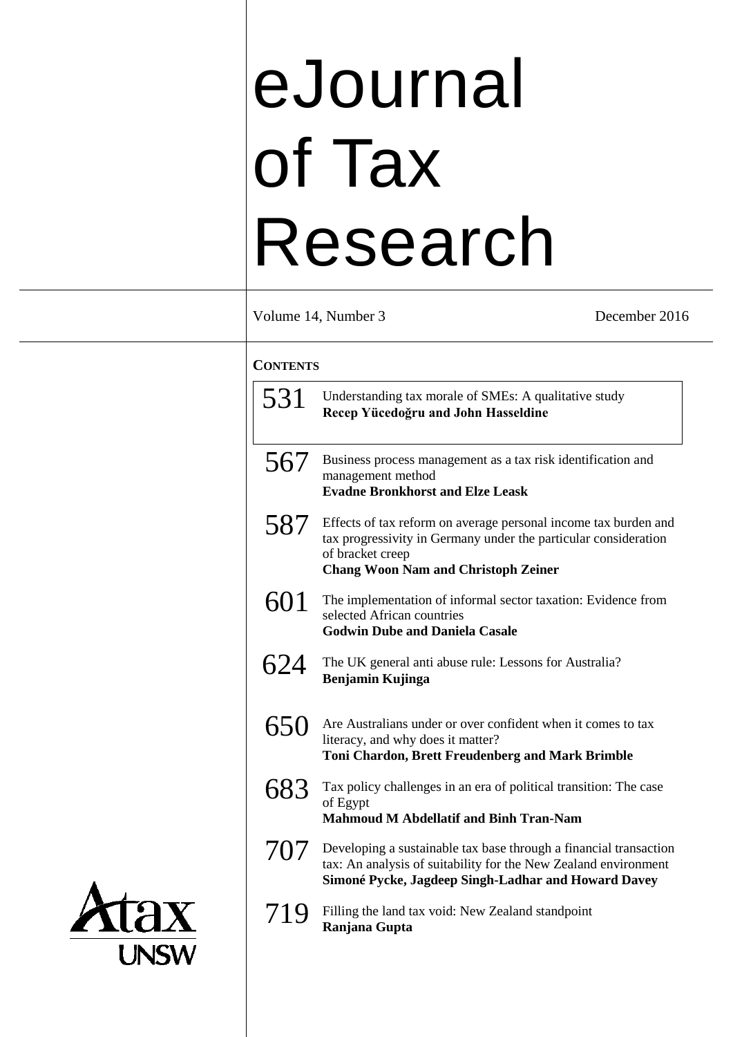# eJournal of Tax Research

Volume 14, Number 3 December 2016

**CONTENTS**

531 Understanding tax morale of SMEs: A qualitative study
**Recep Yücedoğru and John Hasseldine**

567 Business process management as a tax risk identification and management method
**Evadne Bronkhorst and Elze Leask**

587 Effects of tax reform on average personal income tax burden and tax progressivity in Germany under the particular consideration of bracket creep
**Chang Woon Nam and Christoph Zeiner**

601 The implementation of informal sector taxation: Evidence from selected African countries
**Godwin Dube and Daniela Casale**

624 The UK general anti abuse rule: Lessons for Australia?
**Benjamin Kujinga**

650 Are Australians under or over confident when it comes to tax literacy, and why does it matter?
**Toni Chardon, Brett Freudenberg and Mark Brimble**

683 Tax policy challenges in an era of political transition: The case of Egypt
**Mahmoud M Abdellatif and Binh Tran-Nam**

707 Developing a sustainable tax base through a financial transaction tax: An analysis of suitability for the New Zealand environment
**Simoné Pycke, Jagdeep Singh-Ladhar and Howard Davey**

719 Filling the land tax void: New Zealand standpoint
**Ranjana Gupta**

Atax UNSW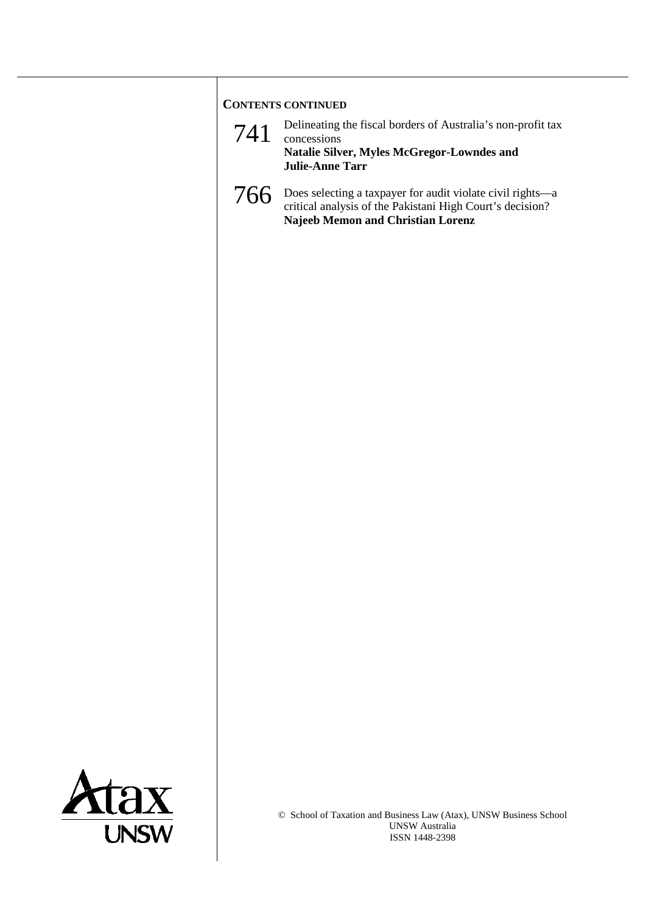**CONTENTS CONTINUED**

741 Delineating the fiscal borders of Australia's non-profit tax concessions
**Natalie Silver, Myles McGregor-Lowndes and Julie-Anne Tarr**

766 Does selecting a taxpayer for audit violate civil rights—a critical analysis of the Pakistani High Court's decision?
**Najeeb Memon and Christian Lorenz**

Atax UNSW

© School of Taxation and Business Law (Atax), UNSW Business School
UNSW Australia
ISSN 1448-2398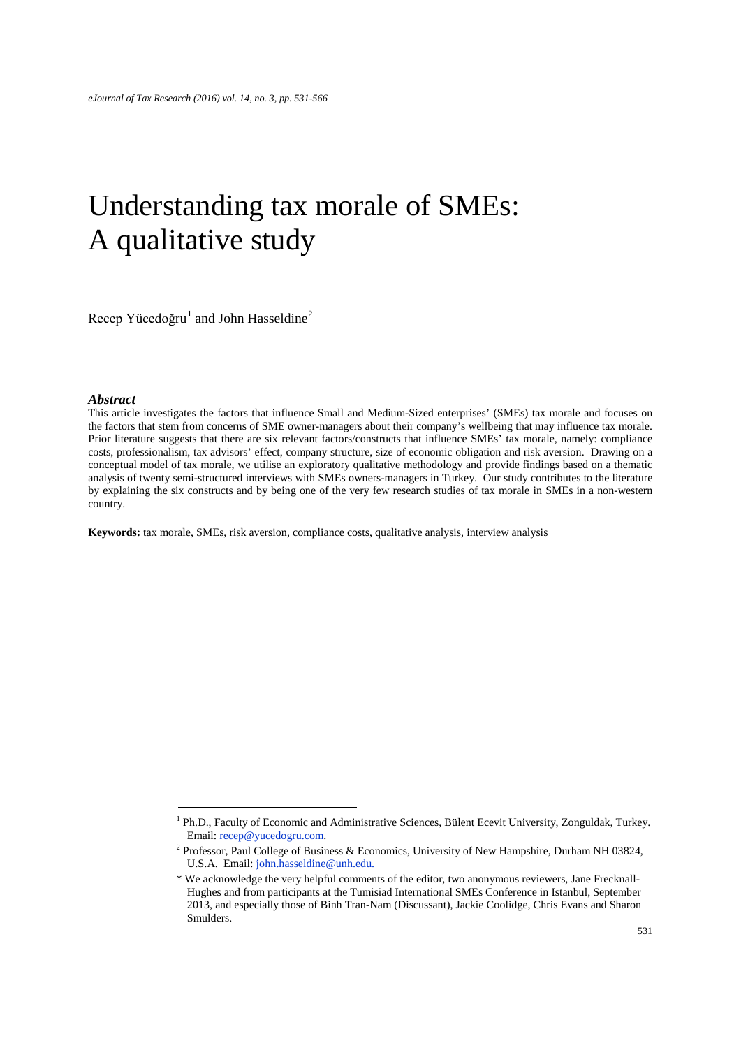# Understanding tax morale of SMEs: A qualitative study

Recep Yücedoğru[1] and John Hasseldine[2]

***Abstract***

This article investigates the factors that influence Small and Medium-Sized enterprises' (SMEs) tax morale and focuses on the factors that stem from concerns of SME owner-managers about their company's wellbeing that may influence tax morale. Prior literature suggests that there are six relevant factors/constructs that influence SMEs' tax morale, namely: compliance costs, professionalism, tax advisors' effect, company structure, size of economic obligation and risk aversion. Drawing on a conceptual model of tax morale, we utilise an exploratory qualitative methodology and provide findings based on a thematic analysis of twenty semi-structured interviews with SMEs owners-managers in Turkey. Our study contributes to the literature by explaining the six constructs and by being one of the very few research studies of tax morale in SMEs in a non-western country.

**Keywords:** tax morale, SMEs, risk aversion, compliance costs, qualitative analysis, interview analysis

---

[1] Ph.D., Faculty of Economic and Administrative Sciences, Bülent Ecevit University, Zonguldak, Turkey. Email: recep@yucedogru.com.

[2] Professor, Paul College of Business & Economics, University of New Hampshire, Durham NH 03824, U.S.A. Email: john.hasseldine@unh.edu.

\* We acknowledge the very helpful comments of the editor, two anonymous reviewers, Jane Frecknall-Hughes and from participants at the Tumisiad International SMEs Conference in Istanbul, September 2013, and especially those of Binh Tran-Nam (Discussant), Jackie Coolidge, Chris Evans and Sharon Smulders.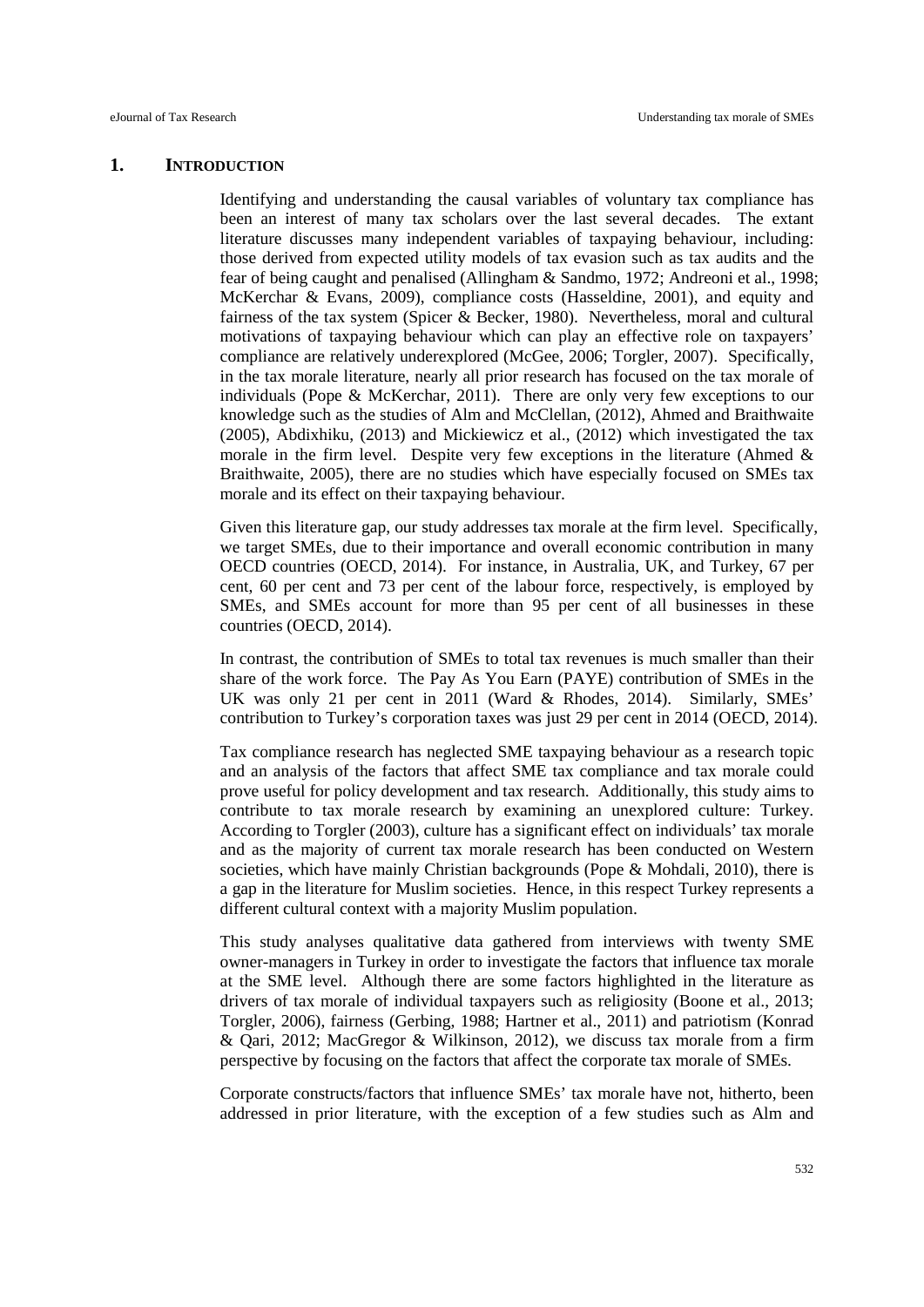## 1. INTRODUCTION

Identifying and understanding the causal variables of voluntary tax compliance has been an interest of many tax scholars over the last several decades. The extant literature discusses many independent variables of taxpaying behaviour, including: those derived from expected utility models of tax evasion such as tax audits and the fear of being caught and penalised (Allingham & Sandmo, 1972; Andreoni et al., 1998; McKerchar & Evans, 2009), compliance costs (Hasseldine, 2001), and equity and fairness of the tax system (Spicer & Becker, 1980). Nevertheless, moral and cultural motivations of taxpaying behaviour which can play an effective role on taxpayers' compliance are relatively underexplored (McGee, 2006; Torgler, 2007). Specifically, in the tax morale literature, nearly all prior research has focused on the tax morale of individuals (Pope & McKerchar, 2011). There are only very few exceptions to our knowledge such as the studies of Alm and McClellan, (2012), Ahmed and Braithwaite (2005), Abdixhiku, (2013) and Mickiewicz et al., (2012) which investigated the tax morale in the firm level. Despite very few exceptions in the literature (Ahmed & Braithwaite, 2005), there are no studies which have especially focused on SMEs tax morale and its effect on their taxpaying behaviour.

Given this literature gap, our study addresses tax morale at the firm level. Specifically, we target SMEs, due to their importance and overall economic contribution in many OECD countries (OECD, 2014). For instance, in Australia, UK, and Turkey, 67 per cent, 60 per cent and 73 per cent of the labour force, respectively, is employed by SMEs, and SMEs account for more than 95 per cent of all businesses in these countries (OECD, 2014).

In contrast, the contribution of SMEs to total tax revenues is much smaller than their share of the work force. The Pay As You Earn (PAYE) contribution of SMEs in the UK was only 21 per cent in 2011 (Ward & Rhodes, 2014). Similarly, SMEs' contribution to Turkey's corporation taxes was just 29 per cent in 2014 (OECD, 2014).

Tax compliance research has neglected SME taxpaying behaviour as a research topic and an analysis of the factors that affect SME tax compliance and tax morale could prove useful for policy development and tax research. Additionally, this study aims to contribute to tax morale research by examining an unexplored culture: Turkey. According to Torgler (2003), culture has a significant effect on individuals' tax morale and as the majority of current tax morale research has been conducted on Western societies, which have mainly Christian backgrounds (Pope & Mohdali, 2010), there is a gap in the literature for Muslim societies. Hence, in this respect Turkey represents a different cultural context with a majority Muslim population.

This study analyses qualitative data gathered from interviews with twenty SME owner-managers in Turkey in order to investigate the factors that influence tax morale at the SME level. Although there are some factors highlighted in the literature as drivers of tax morale of individual taxpayers such as religiosity (Boone et al., 2013; Torgler, 2006), fairness (Gerbing, 1988; Hartner et al., 2011) and patriotism (Konrad & Qari, 2012; MacGregor & Wilkinson, 2012), we discuss tax morale from a firm perspective by focusing on the factors that affect the corporate tax morale of SMEs.

Corporate constructs/factors that influence SMEs' tax morale have not, hitherto, been addressed in prior literature, with the exception of a few studies such as Alm and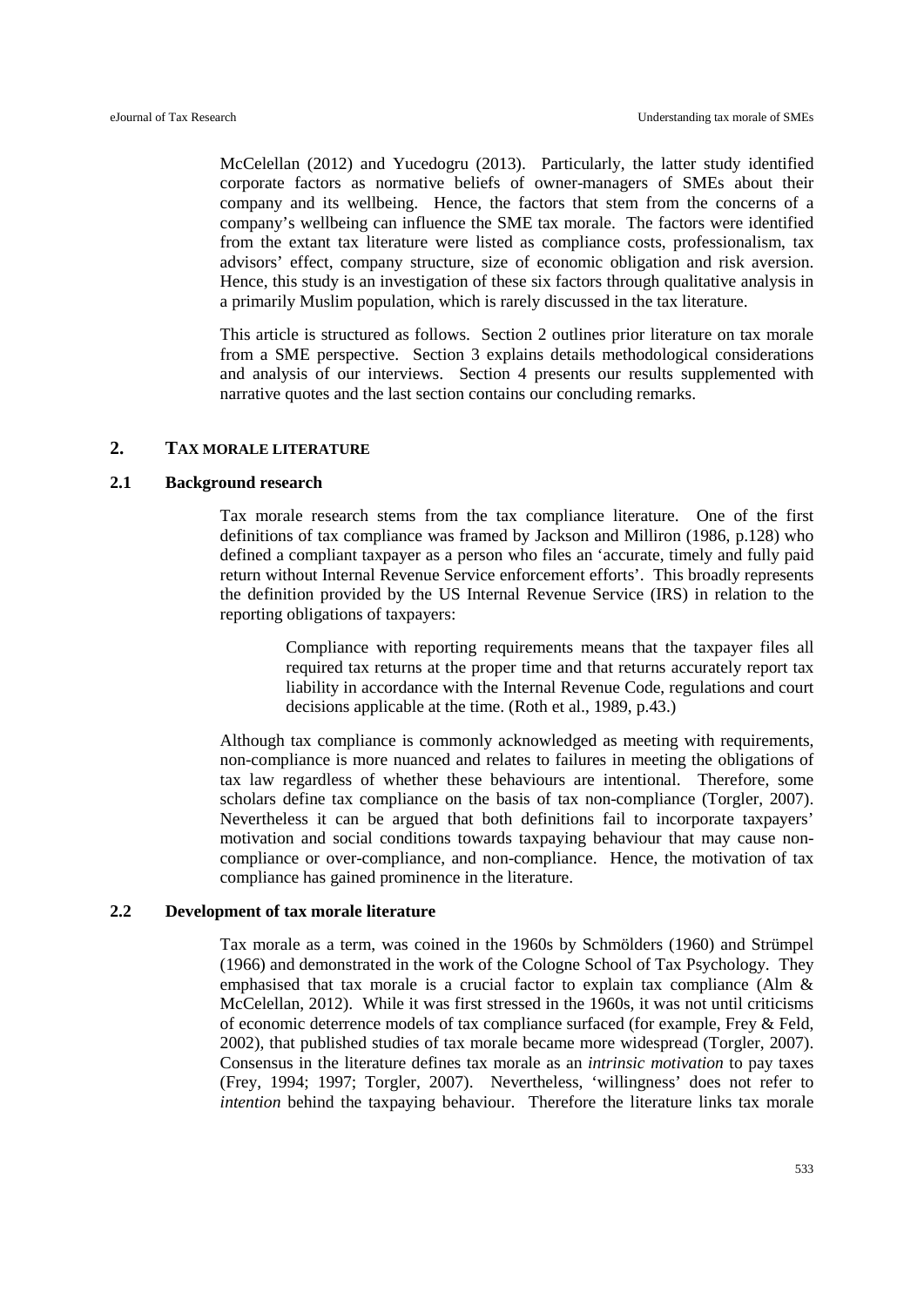McCelellan (2012) and Yucedogru (2013). Particularly, the latter study identified corporate factors as normative beliefs of owner-managers of SMEs about their company and its wellbeing. Hence, the factors that stem from the concerns of a company's wellbeing can influence the SME tax morale. The factors were identified from the extant tax literature were listed as compliance costs, professionalism, tax advisors' effect, company structure, size of economic obligation and risk aversion. Hence, this study is an investigation of these six factors through qualitative analysis in a primarily Muslim population, which is rarely discussed in the tax literature.

This article is structured as follows. Section 2 outlines prior literature on tax morale from a SME perspective. Section 3 explains details methodological considerations and analysis of our interviews. Section 4 presents our results supplemented with narrative quotes and the last section contains our concluding remarks.

## 2. TAX MORALE LITERATURE

### 2.1 Background research

Tax morale research stems from the tax compliance literature. One of the first definitions of tax compliance was framed by Jackson and Milliron (1986, p.128) who defined a compliant taxpayer as a person who files an 'accurate, timely and fully paid return without Internal Revenue Service enforcement efforts'. This broadly represents the definition provided by the US Internal Revenue Service (IRS) in relation to the reporting obligations of taxpayers:

> Compliance with reporting requirements means that the taxpayer files all required tax returns at the proper time and that returns accurately report tax liability in accordance with the Internal Revenue Code, regulations and court decisions applicable at the time. (Roth et al., 1989, p.43.)

Although tax compliance is commonly acknowledged as meeting with requirements, non-compliance is more nuanced and relates to failures in meeting the obligations of tax law regardless of whether these behaviours are intentional. Therefore, some scholars define tax compliance on the basis of tax non-compliance (Torgler, 2007). Nevertheless it can be argued that both definitions fail to incorporate taxpayers' motivation and social conditions towards taxpaying behaviour that may cause non-compliance or over-compliance, and non-compliance. Hence, the motivation of tax compliance has gained prominence in the literature.

### 2.2 Development of tax morale literature

Tax morale as a term, was coined in the 1960s by Schmölders (1960) and Strümpel (1966) and demonstrated in the work of the Cologne School of Tax Psychology. They emphasised that tax morale is a crucial factor to explain tax compliance (Alm & McCelellan, 2012). While it was first stressed in the 1960s, it was not until criticisms of economic deterrence models of tax compliance surfaced (for example, Frey & Feld, 2002), that published studies of tax morale became more widespread (Torgler, 2007). Consensus in the literature defines tax morale as an *intrinsic motivation* to pay taxes (Frey, 1994; 1997; Torgler, 2007). Nevertheless, 'willingness' does not refer to *intention* behind the taxpaying behaviour. Therefore the literature links tax morale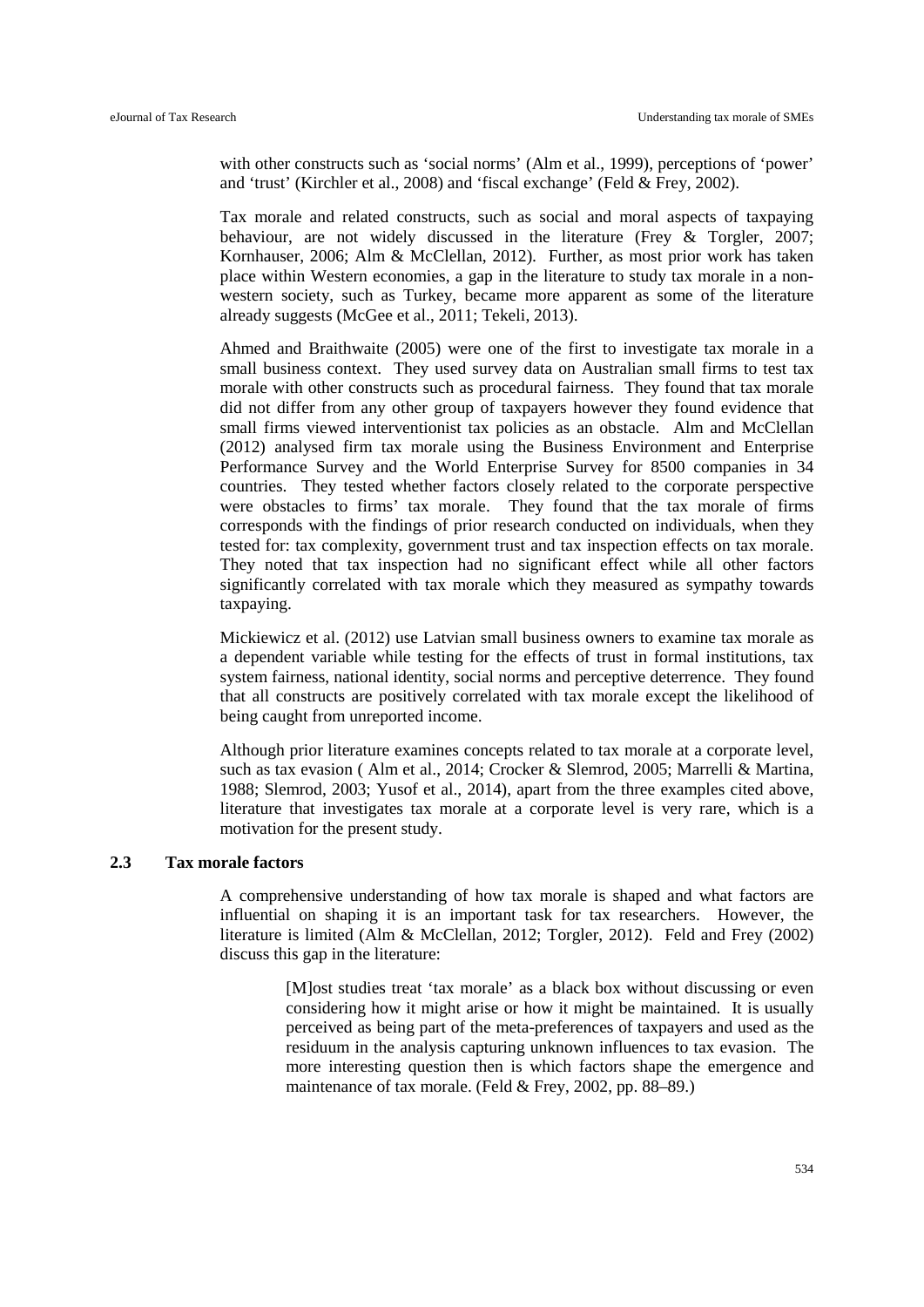with other constructs such as 'social norms' (Alm et al., 1999), perceptions of 'power' and 'trust' (Kirchler et al., 2008) and 'fiscal exchange' (Feld & Frey, 2002).

Tax morale and related constructs, such as social and moral aspects of taxpaying behaviour, are not widely discussed in the literature (Frey & Torgler, 2007; Kornhauser, 2006; Alm & McClellan, 2012). Further, as most prior work has taken place within Western economies, a gap in the literature to study tax morale in a non-western society, such as Turkey, became more apparent as some of the literature already suggests (McGee et al., 2011; Tekeli, 2013).

Ahmed and Braithwaite (2005) were one of the first to investigate tax morale in a small business context. They used survey data on Australian small firms to test tax morale with other constructs such as procedural fairness. They found that tax morale did not differ from any other group of taxpayers however they found evidence that small firms viewed interventionist tax policies as an obstacle. Alm and McClellan (2012) analysed firm tax morale using the Business Environment and Enterprise Performance Survey and the World Enterprise Survey for 8500 companies in 34 countries. They tested whether factors closely related to the corporate perspective were obstacles to firms' tax morale. They found that the tax morale of firms corresponds with the findings of prior research conducted on individuals, when they tested for: tax complexity, government trust and tax inspection effects on tax morale. They noted that tax inspection had no significant effect while all other factors significantly correlated with tax morale which they measured as sympathy towards taxpaying.

Mickiewicz et al. (2012) use Latvian small business owners to examine tax morale as a dependent variable while testing for the effects of trust in formal institutions, tax system fairness, national identity, social norms and perceptive deterrence. They found that all constructs are positively correlated with tax morale except the likelihood of being caught from unreported income.

Although prior literature examines concepts related to tax morale at a corporate level, such as tax evasion ( Alm et al., 2014; Crocker & Slemrod, 2005; Marrelli & Martina, 1988; Slemrod, 2003; Yusof et al., 2014), apart from the three examples cited above, literature that investigates tax morale at a corporate level is very rare, which is a motivation for the present study.

### 2.3 Tax morale factors

A comprehensive understanding of how tax morale is shaped and what factors are influential on shaping it is an important task for tax researchers. However, the literature is limited (Alm & McClellan, 2012; Torgler, 2012). Feld and Frey (2002) discuss this gap in the literature:

> [M]ost studies treat 'tax morale' as a black box without discussing or even considering how it might arise or how it might be maintained. It is usually perceived as being part of the meta-preferences of taxpayers and used as the residuum in the analysis capturing unknown influences to tax evasion. The more interesting question then is which factors shape the emergence and maintenance of tax morale. (Feld & Frey, 2002, pp. 88–89.)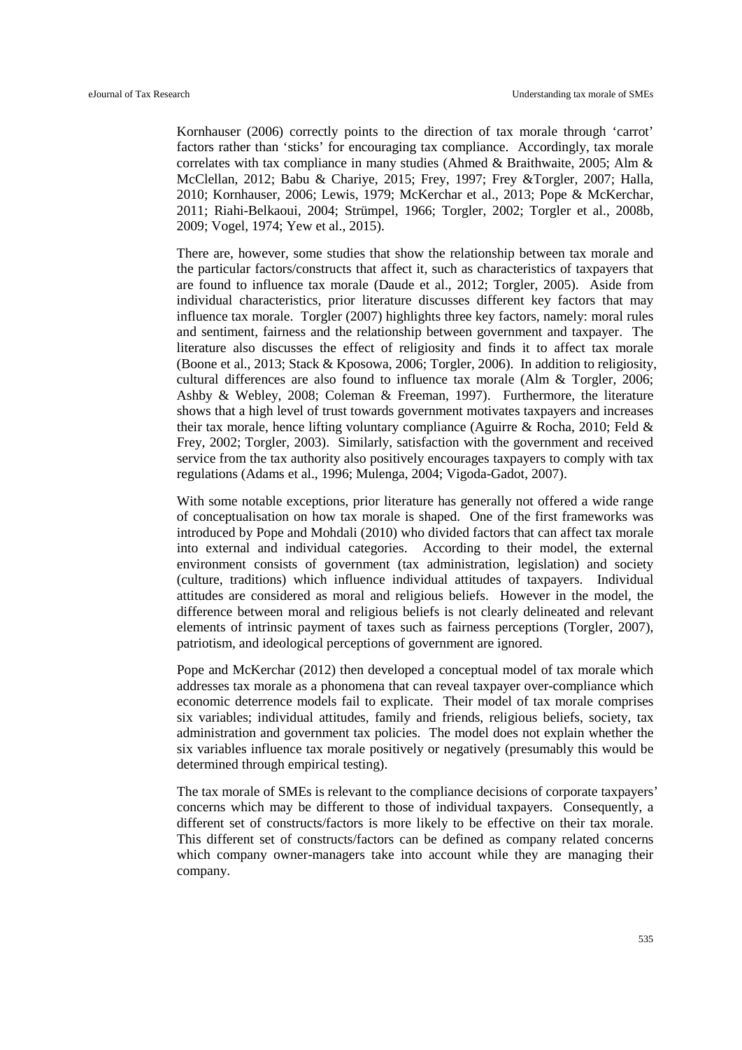Kornhauser (2006) correctly points to the direction of tax morale through 'carrot' factors rather than 'sticks' for encouraging tax compliance. Accordingly, tax morale correlates with tax compliance in many studies (Ahmed & Braithwaite, 2005; Alm & McClellan, 2012; Babu & Chariye, 2015; Frey, 1997; Frey &Torgler, 2007; Halla, 2010; Kornhauser, 2006; Lewis, 1979; McKerchar et al., 2013; Pope & McKerchar, 2011; Riahi-Belkaoui, 2004; Strümpel, 1966; Torgler, 2002; Torgler et al., 2008b, 2009; Vogel, 1974; Yew et al., 2015).

There are, however, some studies that show the relationship between tax morale and the particular factors/constructs that affect it, such as characteristics of taxpayers that are found to influence tax morale (Daude et al., 2012; Torgler, 2005). Aside from individual characteristics, prior literature discusses different key factors that may influence tax morale. Torgler (2007) highlights three key factors, namely: moral rules and sentiment, fairness and the relationship between government and taxpayer. The literature also discusses the effect of religiosity and finds it to affect tax morale (Boone et al., 2013; Stack & Kposowa, 2006; Torgler, 2006). In addition to religiosity, cultural differences are also found to influence tax morale (Alm & Torgler, 2006; Ashby & Webley, 2008; Coleman & Freeman, 1997). Furthermore, the literature shows that a high level of trust towards government motivates taxpayers and increases their tax morale, hence lifting voluntary compliance (Aguirre & Rocha, 2010; Feld & Frey, 2002; Torgler, 2003). Similarly, satisfaction with the government and received service from the tax authority also positively encourages taxpayers to comply with tax regulations (Adams et al., 1996; Mulenga, 2004; Vigoda-Gadot, 2007).

With some notable exceptions, prior literature has generally not offered a wide range of conceptualisation on how tax morale is shaped. One of the first frameworks was introduced by Pope and Mohdali (2010) who divided factors that can affect tax morale into external and individual categories. According to their model, the external environment consists of government (tax administration, legislation) and society (culture, traditions) which influence individual attitudes of taxpayers. Individual attitudes are considered as moral and religious beliefs. However in the model, the difference between moral and religious beliefs is not clearly delineated and relevant elements of intrinsic payment of taxes such as fairness perceptions (Torgler, 2007), patriotism, and ideological perceptions of government are ignored.

Pope and McKerchar (2012) then developed a conceptual model of tax morale which addresses tax morale as a phonomena that can reveal taxpayer over-compliance which economic deterrence models fail to explicate. Their model of tax morale comprises six variables; individual attitudes, family and friends, religious beliefs, society, tax administration and government tax policies. The model does not explain whether the six variables influence tax morale positively or negatively (presumably this would be determined through empirical testing).

The tax morale of SMEs is relevant to the compliance decisions of corporate taxpayers' concerns which may be different to those of individual taxpayers. Consequently, a different set of constructs/factors is more likely to be effective on their tax morale. This different set of constructs/factors can be defined as company related concerns which company owner-managers take into account while they are managing their company.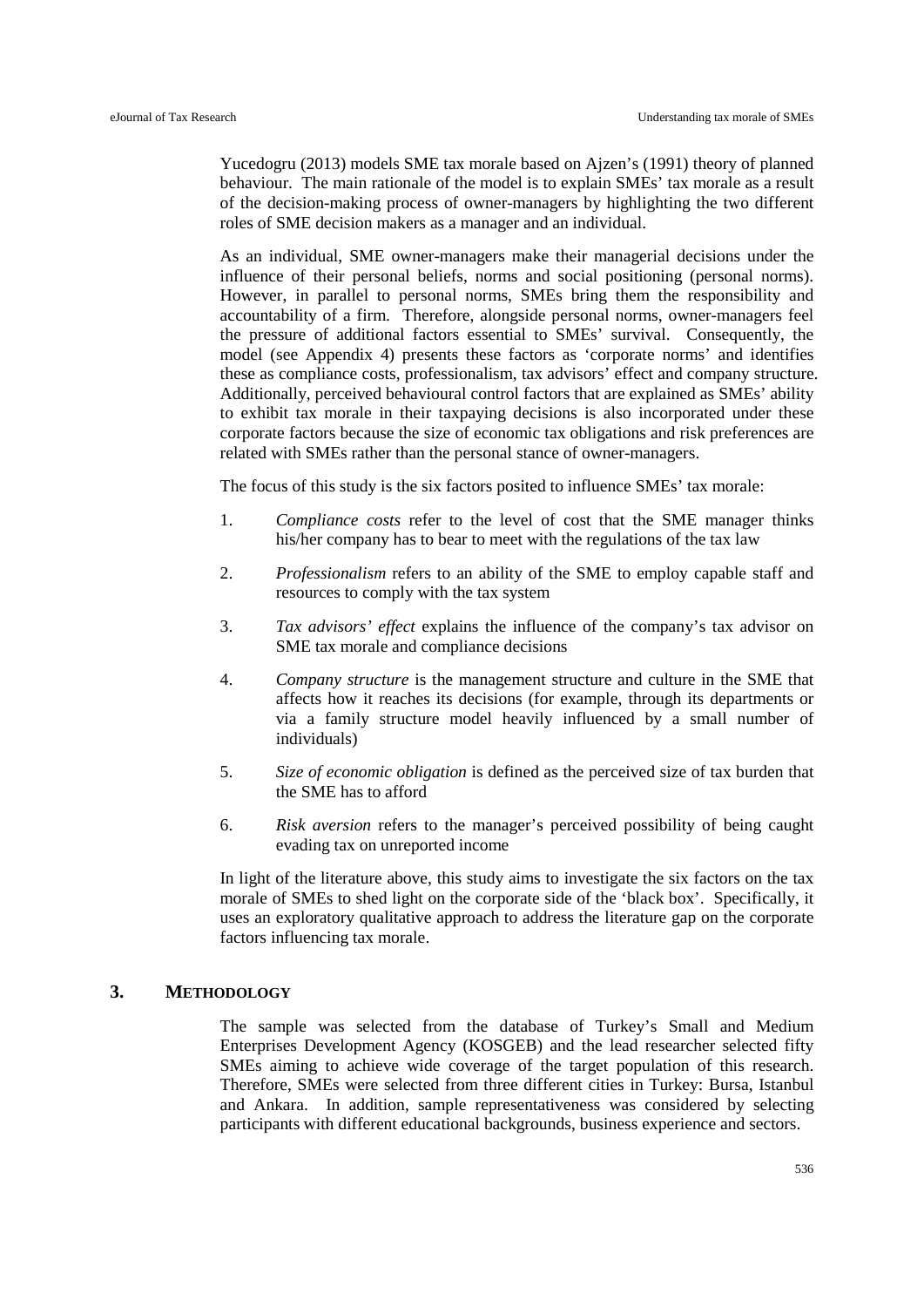Yucedogru (2013) models SME tax morale based on Ajzen's (1991) theory of planned behaviour. The main rationale of the model is to explain SMEs' tax morale as a result of the decision-making process of owner-managers by highlighting the two different roles of SME decision makers as a manager and an individual.

As an individual, SME owner-managers make their managerial decisions under the influence of their personal beliefs, norms and social positioning (personal norms). However, in parallel to personal norms, SMEs bring them the responsibility and accountability of a firm. Therefore, alongside personal norms, owner-managers feel the pressure of additional factors essential to SMEs' survival. Consequently, the model (see Appendix 4) presents these factors as 'corporate norms' and identifies these as compliance costs, professionalism, tax advisors' effect and company structure. Additionally, perceived behavioural control factors that are explained as SMEs' ability to exhibit tax morale in their taxpaying decisions is also incorporated under these corporate factors because the size of economic tax obligations and risk preferences are related with SMEs rather than the personal stance of owner-managers.

The focus of this study is the six factors posited to influence SMEs' tax morale:

1. *Compliance costs* refer to the level of cost that the SME manager thinks his/her company has to bear to meet with the regulations of the tax law
2. *Professionalism* refers to an ability of the SME to employ capable staff and resources to comply with the tax system
3. *Tax advisors' effect* explains the influence of the company's tax advisor on SME tax morale and compliance decisions
4. *Company structure* is the management structure and culture in the SME that affects how it reaches its decisions (for example, through its departments or via a family structure model heavily influenced by a small number of individuals)
5. *Size of economic obligation* is defined as the perceived size of tax burden that the SME has to afford
6. *Risk aversion* refers to the manager's perceived possibility of being caught evading tax on unreported income

In light of the literature above, this study aims to investigate the six factors on the tax morale of SMEs to shed light on the corporate side of the 'black box'. Specifically, it uses an exploratory qualitative approach to address the literature gap on the corporate factors influencing tax morale.

## 3. METHODOLOGY

The sample was selected from the database of Turkey's Small and Medium Enterprises Development Agency (KOSGEB) and the lead researcher selected fifty SMEs aiming to achieve wide coverage of the target population of this research. Therefore, SMEs were selected from three different cities in Turkey: Bursa, Istanbul and Ankara. In addition, sample representativeness was considered by selecting participants with different educational backgrounds, business experience and sectors.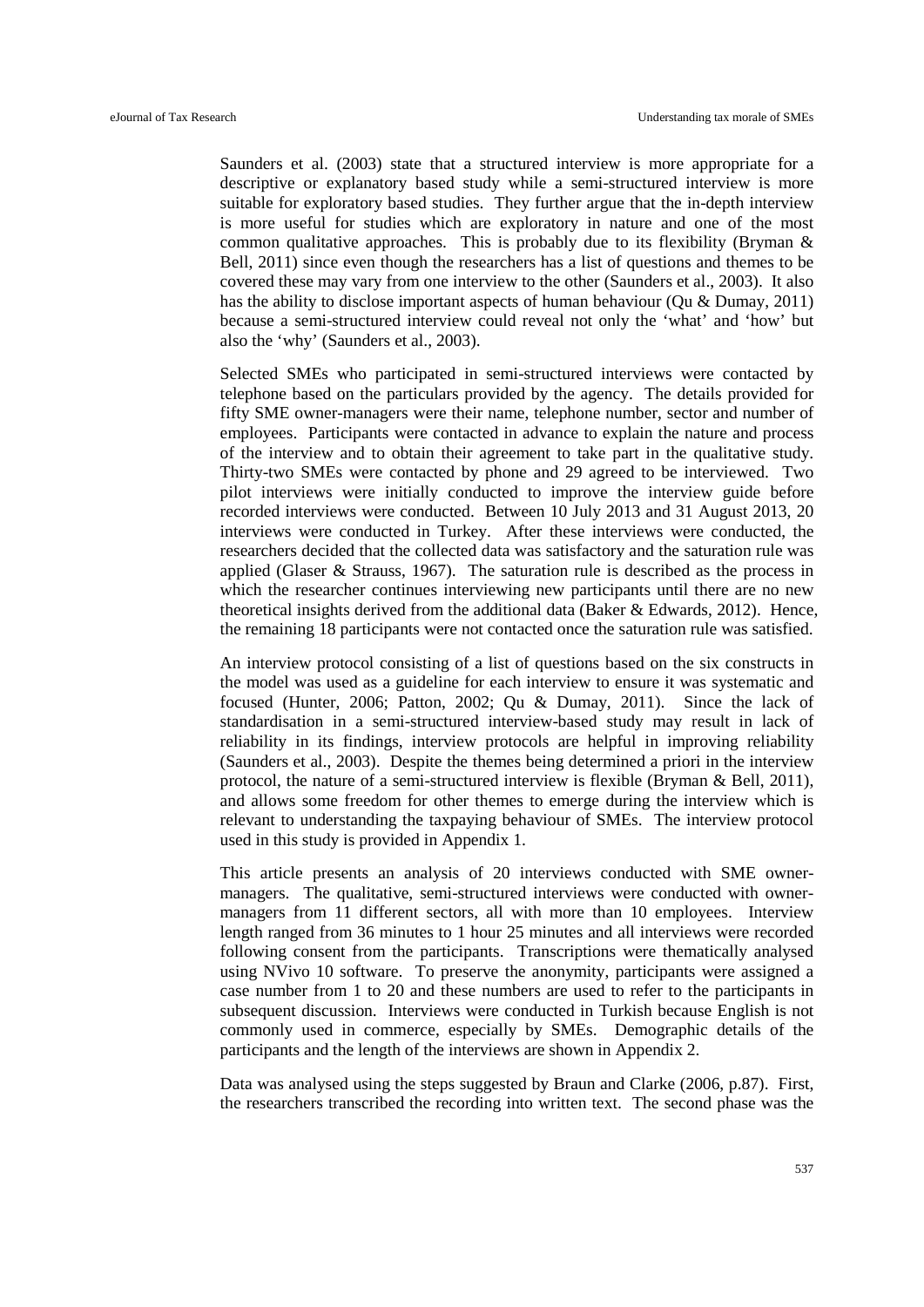Saunders et al. (2003) state that a structured interview is more appropriate for a descriptive or explanatory based study while a semi-structured interview is more suitable for exploratory based studies. They further argue that the in-depth interview is more useful for studies which are exploratory in nature and one of the most common qualitative approaches. This is probably due to its flexibility (Bryman & Bell, 2011) since even though the researchers has a list of questions and themes to be covered these may vary from one interview to the other (Saunders et al., 2003). It also has the ability to disclose important aspects of human behaviour (Qu & Dumay, 2011) because a semi-structured interview could reveal not only the 'what' and 'how' but also the 'why' (Saunders et al., 2003).

Selected SMEs who participated in semi-structured interviews were contacted by telephone based on the particulars provided by the agency. The details provided for fifty SME owner-managers were their name, telephone number, sector and number of employees. Participants were contacted in advance to explain the nature and process of the interview and to obtain their agreement to take part in the qualitative study. Thirty-two SMEs were contacted by phone and 29 agreed to be interviewed. Two pilot interviews were initially conducted to improve the interview guide before recorded interviews were conducted. Between 10 July 2013 and 31 August 2013, 20 interviews were conducted in Turkey. After these interviews were conducted, the researchers decided that the collected data was satisfactory and the saturation rule was applied (Glaser & Strauss, 1967). The saturation rule is described as the process in which the researcher continues interviewing new participants until there are no new theoretical insights derived from the additional data (Baker & Edwards, 2012). Hence, the remaining 18 participants were not contacted once the saturation rule was satisfied.

An interview protocol consisting of a list of questions based on the six constructs in the model was used as a guideline for each interview to ensure it was systematic and focused (Hunter, 2006; Patton, 2002; Qu & Dumay, 2011). Since the lack of standardisation in a semi-structured interview-based study may result in lack of reliability in its findings, interview protocols are helpful in improving reliability (Saunders et al., 2003). Despite the themes being determined a priori in the interview protocol, the nature of a semi-structured interview is flexible (Bryman & Bell, 2011), and allows some freedom for other themes to emerge during the interview which is relevant to understanding the taxpaying behaviour of SMEs. The interview protocol used in this study is provided in Appendix 1.

This article presents an analysis of 20 interviews conducted with SME owner-managers. The qualitative, semi-structured interviews were conducted with owner-managers from 11 different sectors, all with more than 10 employees. Interview length ranged from 36 minutes to 1 hour 25 minutes and all interviews were recorded following consent from the participants. Transcriptions were thematically analysed using NVivo 10 software. To preserve the anonymity, participants were assigned a case number from 1 to 20 and these numbers are used to refer to the participants in subsequent discussion. Interviews were conducted in Turkish because English is not commonly used in commerce, especially by SMEs. Demographic details of the participants and the length of the interviews are shown in Appendix 2.

Data was analysed using the steps suggested by Braun and Clarke (2006, p.87). First, the researchers transcribed the recording into written text. The second phase was the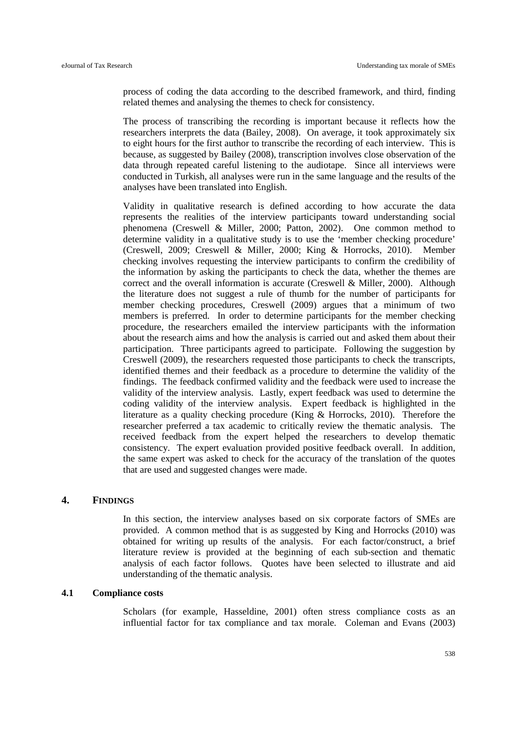process of coding the data according to the described framework, and third, finding related themes and analysing the themes to check for consistency.

The process of transcribing the recording is important because it reflects how the researchers interprets the data (Bailey, 2008). On average, it took approximately six to eight hours for the first author to transcribe the recording of each interview. This is because, as suggested by Bailey (2008), transcription involves close observation of the data through repeated careful listening to the audiotape. Since all interviews were conducted in Turkish, all analyses were run in the same language and the results of the analyses have been translated into English.

Validity in qualitative research is defined according to how accurate the data represents the realities of the interview participants toward understanding social phenomena (Creswell & Miller, 2000; Patton, 2002). One common method to determine validity in a qualitative study is to use the 'member checking procedure' (Creswell, 2009; Creswell & Miller, 2000; King & Horrocks, 2010). Member checking involves requesting the interview participants to confirm the credibility of the information by asking the participants to check the data, whether the themes are correct and the overall information is accurate (Creswell & Miller, 2000). Although the literature does not suggest a rule of thumb for the number of participants for member checking procedures, Creswell (2009) argues that a minimum of two members is preferred. In order to determine participants for the member checking procedure, the researchers emailed the interview participants with the information about the research aims and how the analysis is carried out and asked them about their participation. Three participants agreed to participate. Following the suggestion by Creswell (2009), the researchers requested those participants to check the transcripts, identified themes and their feedback as a procedure to determine the validity of the findings. The feedback confirmed validity and the feedback were used to increase the validity of the interview analysis. Lastly, expert feedback was used to determine the coding validity of the interview analysis. Expert feedback is highlighted in the literature as a quality checking procedure (King & Horrocks, 2010). Therefore the researcher preferred a tax academic to critically review the thematic analysis. The received feedback from the expert helped the researchers to develop thematic consistency. The expert evaluation provided positive feedback overall. In addition, the same expert was asked to check for the accuracy of the translation of the quotes that are used and suggested changes were made.

## 4. Findings

In this section, the interview analyses based on six corporate factors of SMEs are provided. A common method that is as suggested by King and Horrocks (2010) was obtained for writing up results of the analysis. For each factor/construct, a brief literature review is provided at the beginning of each sub-section and thematic analysis of each factor follows. Quotes have been selected to illustrate and aid understanding of the thematic analysis.

### 4.1 Compliance costs

Scholars (for example, Hasseldine, 2001) often stress compliance costs as an influential factor for tax compliance and tax morale. Coleman and Evans (2003)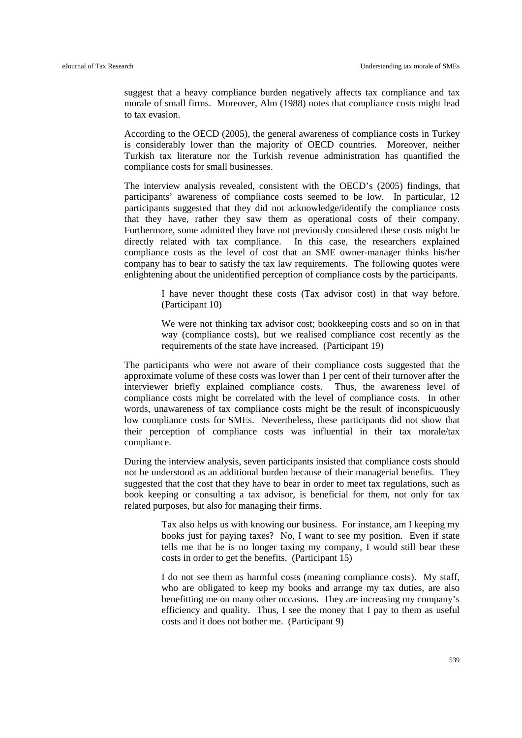suggest that a heavy compliance burden negatively affects tax compliance and tax morale of small firms. Moreover, Alm (1988) notes that compliance costs might lead to tax evasion.

According to the OECD (2005), the general awareness of compliance costs in Turkey is considerably lower than the majority of OECD countries. Moreover, neither Turkish tax literature nor the Turkish revenue administration has quantified the compliance costs for small businesses.

The interview analysis revealed, consistent with the OECD's (2005) findings, that participants' awareness of compliance costs seemed to be low. In particular, 12 participants suggested that they did not acknowledge/identify the compliance costs that they have, rather they saw them as operational costs of their company. Furthermore, some admitted they have not previously considered these costs might be directly related with tax compliance. In this case, the researchers explained compliance costs as the level of cost that an SME owner-manager thinks his/her company has to bear to satisfy the tax law requirements. The following quotes were enlightening about the unidentified perception of compliance costs by the participants.

> I have never thought these costs (Tax advisor cost) in that way before. (Participant 10)

> We were not thinking tax advisor cost; bookkeeping costs and so on in that way (compliance costs), but we realised compliance cost recently as the requirements of the state have increased. (Participant 19)

The participants who were not aware of their compliance costs suggested that the approximate volume of these costs was lower than 1 per cent of their turnover after the interviewer briefly explained compliance costs. Thus, the awareness level of compliance costs might be correlated with the level of compliance costs. In other words, unawareness of tax compliance costs might be the result of inconspicuously low compliance costs for SMEs. Nevertheless, these participants did not show that their perception of compliance costs was influential in their tax morale/tax compliance.

During the interview analysis, seven participants insisted that compliance costs should not be understood as an additional burden because of their managerial benefits. They suggested that the cost that they have to bear in order to meet tax regulations, such as book keeping or consulting a tax advisor, is beneficial for them, not only for tax related purposes, but also for managing their firms.

> Tax also helps us with knowing our business. For instance, am I keeping my books just for paying taxes? No, I want to see my position. Even if state tells me that he is no longer taxing my company, I would still bear these costs in order to get the benefits. (Participant 15)

> I do not see them as harmful costs (meaning compliance costs). My staff, who are obligated to keep my books and arrange my tax duties, are also benefitting me on many other occasions. They are increasing my company's efficiency and quality. Thus, I see the money that I pay to them as useful costs and it does not bother me. (Participant 9)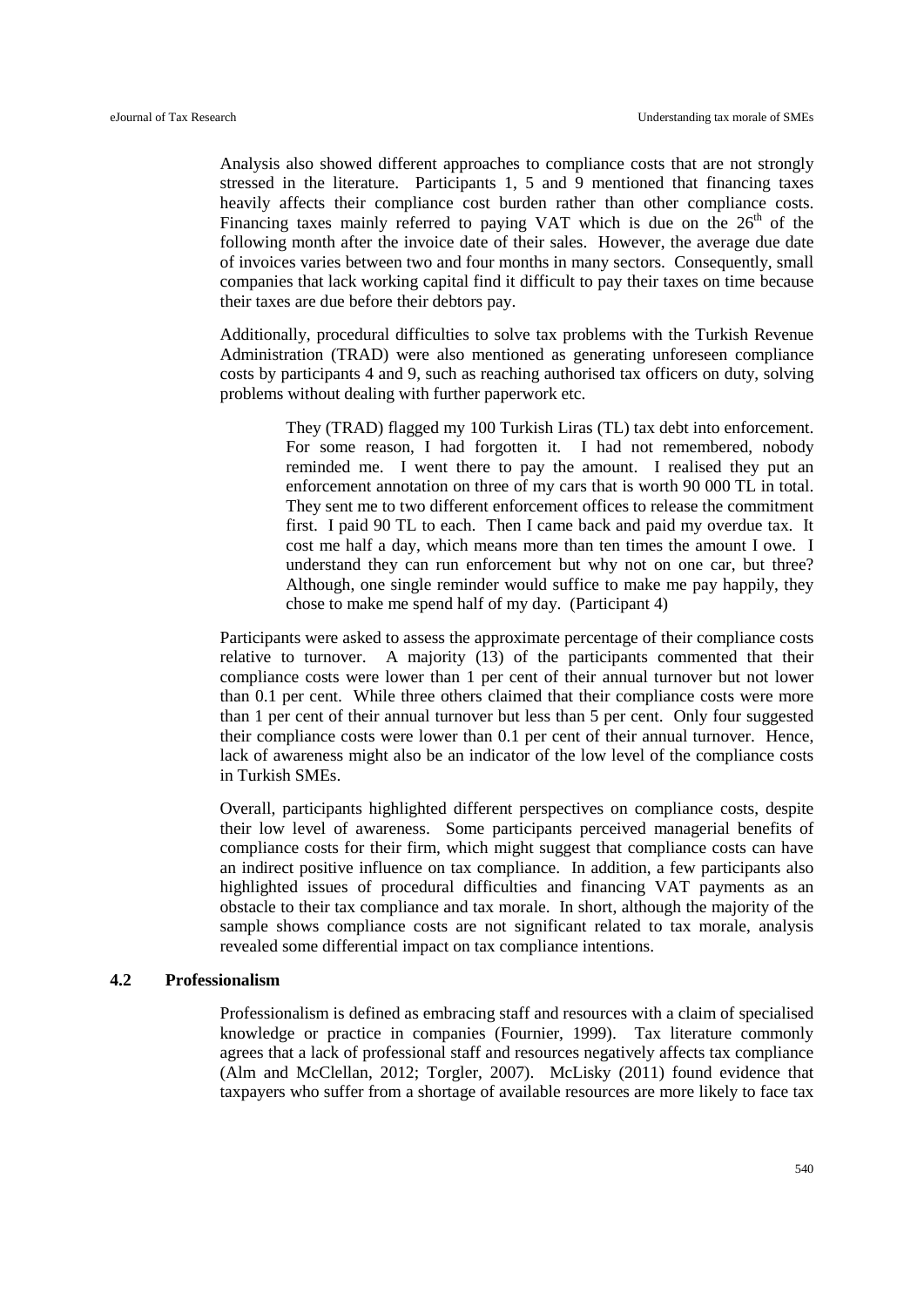Analysis also showed different approaches to compliance costs that are not strongly stressed in the literature. Participants 1, 5 and 9 mentioned that financing taxes heavily affects their compliance cost burden rather than other compliance costs. Financing taxes mainly referred to paying VAT which is due on the 26th of the following month after the invoice date of their sales. However, the average due date of invoices varies between two and four months in many sectors. Consequently, small companies that lack working capital find it difficult to pay their taxes on time because their taxes are due before their debtors pay.

Additionally, procedural difficulties to solve tax problems with the Turkish Revenue Administration (TRAD) were also mentioned as generating unforeseen compliance costs by participants 4 and 9, such as reaching authorised tax officers on duty, solving problems without dealing with further paperwork etc.

> They (TRAD) flagged my 100 Turkish Liras (TL) tax debt into enforcement. For some reason, I had forgotten it. I had not remembered, nobody reminded me. I went there to pay the amount. I realised they put an enforcement annotation on three of my cars that is worth 90 000 TL in total. They sent me to two different enforcement offices to release the commitment first. I paid 90 TL to each. Then I came back and paid my overdue tax. It cost me half a day, which means more than ten times the amount I owe. I understand they can run enforcement but why not on one car, but three? Although, one single reminder would suffice to make me pay happily, they chose to make me spend half of my day. (Participant 4)

Participants were asked to assess the approximate percentage of their compliance costs relative to turnover. A majority (13) of the participants commented that their compliance costs were lower than 1 per cent of their annual turnover but not lower than 0.1 per cent. While three others claimed that their compliance costs were more than 1 per cent of their annual turnover but less than 5 per cent. Only four suggested their compliance costs were lower than 0.1 per cent of their annual turnover. Hence, lack of awareness might also be an indicator of the low level of the compliance costs in Turkish SMEs.

Overall, participants highlighted different perspectives on compliance costs, despite their low level of awareness. Some participants perceived managerial benefits of compliance costs for their firm, which might suggest that compliance costs can have an indirect positive influence on tax compliance. In addition, a few participants also highlighted issues of procedural difficulties and financing VAT payments as an obstacle to their tax compliance and tax morale. In short, although the majority of the sample shows compliance costs are not significant related to tax morale, analysis revealed some differential impact on tax compliance intentions.

### 4.2 Professionalism

Professionalism is defined as embracing staff and resources with a claim of specialised knowledge or practice in companies (Fournier, 1999). Tax literature commonly agrees that a lack of professional staff and resources negatively affects tax compliance (Alm and McClellan, 2012; Torgler, 2007). McLisky (2011) found evidence that taxpayers who suffer from a shortage of available resources are more likely to face tax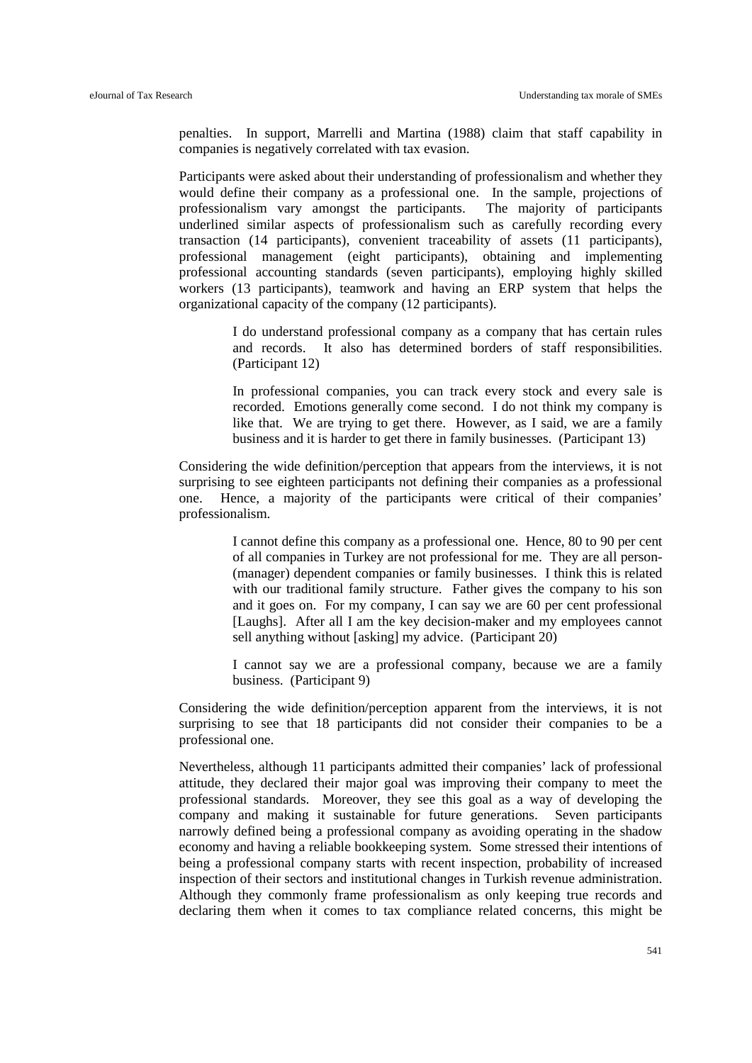penalties. In support, Marrelli and Martina (1988) claim that staff capability in companies is negatively correlated with tax evasion.

Participants were asked about their understanding of professionalism and whether they would define their company as a professional one. In the sample, projections of professionalism vary amongst the participants. The majority of participants underlined similar aspects of professionalism such as carefully recording every transaction (14 participants), convenient traceability of assets (11 participants), professional management (eight participants), obtaining and implementing professional accounting standards (seven participants), employing highly skilled workers (13 participants), teamwork and having an ERP system that helps the organizational capacity of the company (12 participants).

> I do understand professional company as a company that has certain rules and records. It also has determined borders of staff responsibilities. (Participant 12)

> In professional companies, you can track every stock and every sale is recorded. Emotions generally come second. I do not think my company is like that. We are trying to get there. However, as I said, we are a family business and it is harder to get there in family businesses. (Participant 13)

Considering the wide definition/perception that appears from the interviews, it is not surprising to see eighteen participants not defining their companies as a professional one. Hence, a majority of the participants were critical of their companies' professionalism.

> I cannot define this company as a professional one. Hence, 80 to 90 per cent of all companies in Turkey are not professional for me. They are all person-(manager) dependent companies or family businesses. I think this is related with our traditional family structure. Father gives the company to his son and it goes on. For my company, I can say we are 60 per cent professional [Laughs]. After all I am the key decision-maker and my employees cannot sell anything without [asking] my advice. (Participant 20)

> I cannot say we are a professional company, because we are a family business. (Participant 9)

Considering the wide definition/perception apparent from the interviews, it is not surprising to see that 18 participants did not consider their companies to be a professional one.

Nevertheless, although 11 participants admitted their companies' lack of professional attitude, they declared their major goal was improving their company to meet the professional standards. Moreover, they see this goal as a way of developing the company and making it sustainable for future generations. Seven participants narrowly defined being a professional company as avoiding operating in the shadow economy and having a reliable bookkeeping system. Some stressed their intentions of being a professional company starts with recent inspection, probability of increased inspection of their sectors and institutional changes in Turkish revenue administration. Although they commonly frame professionalism as only keeping true records and declaring them when it comes to tax compliance related concerns, this might be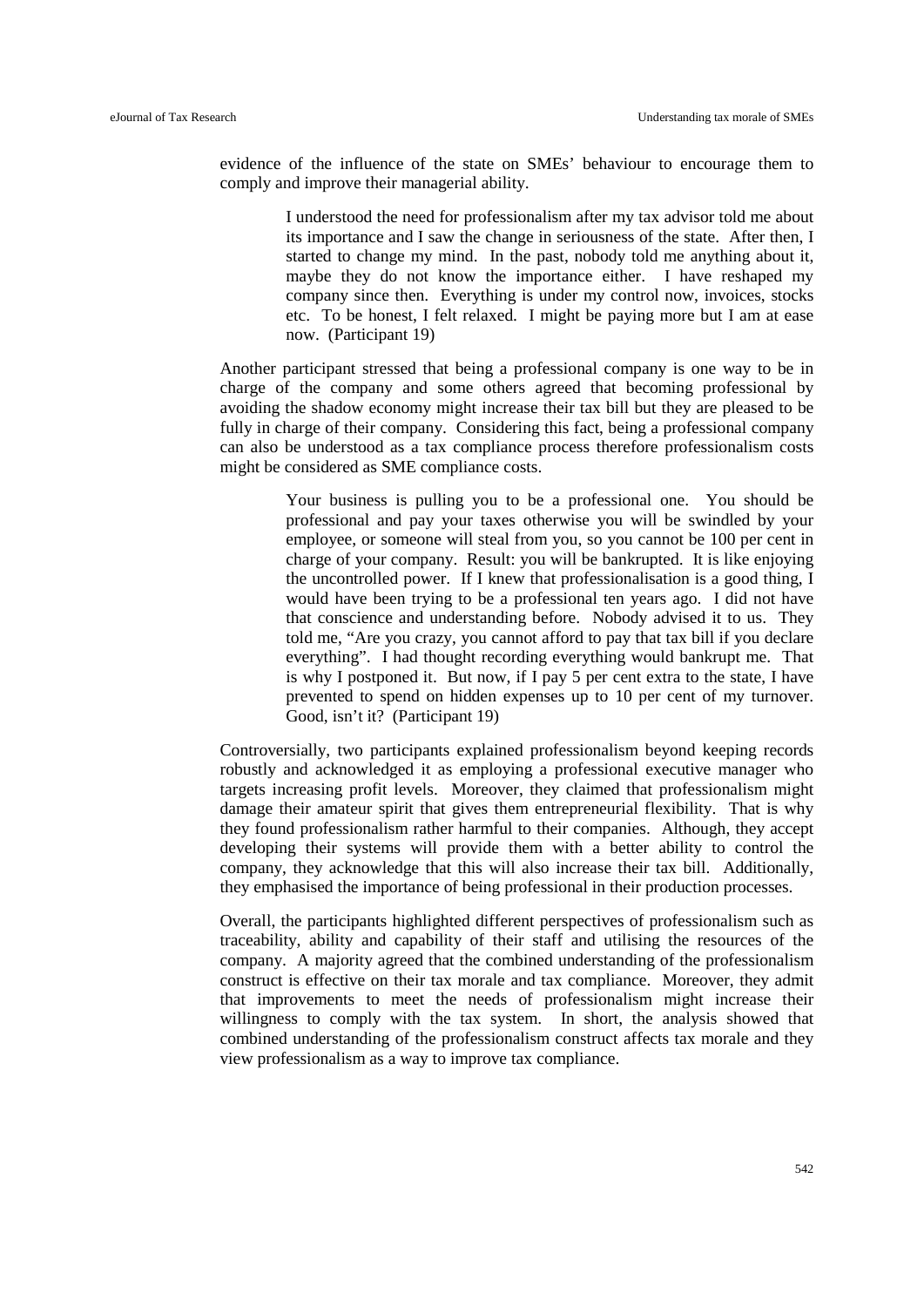evidence of the influence of the state on SMEs' behaviour to encourage them to comply and improve their managerial ability.

> I understood the need for professionalism after my tax advisor told me about its importance and I saw the change in seriousness of the state. After then, I started to change my mind. In the past, nobody told me anything about it, maybe they do not know the importance either. I have reshaped my company since then. Everything is under my control now, invoices, stocks etc. To be honest, I felt relaxed. I might be paying more but I am at ease now. (Participant 19)

Another participant stressed that being a professional company is one way to be in charge of the company and some others agreed that becoming professional by avoiding the shadow economy might increase their tax bill but they are pleased to be fully in charge of their company. Considering this fact, being a professional company can also be understood as a tax compliance process therefore professionalism costs might be considered as SME compliance costs.

> Your business is pulling you to be a professional one. You should be professional and pay your taxes otherwise you will be swindled by your employee, or someone will steal from you, so you cannot be 100 per cent in charge of your company. Result: you will be bankrupted. It is like enjoying the uncontrolled power. If I knew that professionalisation is a good thing, I would have been trying to be a professional ten years ago. I did not have that conscience and understanding before. Nobody advised it to us. They told me, "Are you crazy, you cannot afford to pay that tax bill if you declare everything". I had thought recording everything would bankrupt me. That is why I postponed it. But now, if I pay 5 per cent extra to the state, I have prevented to spend on hidden expenses up to 10 per cent of my turnover. Good, isn't it? (Participant 19)

Controversially, two participants explained professionalism beyond keeping records robustly and acknowledged it as employing a professional executive manager who targets increasing profit levels. Moreover, they claimed that professionalism might damage their amateur spirit that gives them entrepreneurial flexibility. That is why they found professionalism rather harmful to their companies. Although, they accept developing their systems will provide them with a better ability to control the company, they acknowledge that this will also increase their tax bill. Additionally, they emphasised the importance of being professional in their production processes.

Overall, the participants highlighted different perspectives of professionalism such as traceability, ability and capability of their staff and utilising the resources of the company. A majority agreed that the combined understanding of the professionalism construct is effective on their tax morale and tax compliance. Moreover, they admit that improvements to meet the needs of professionalism might increase their willingness to comply with the tax system. In short, the analysis showed that combined understanding of the professionalism construct affects tax morale and they view professionalism as a way to improve tax compliance.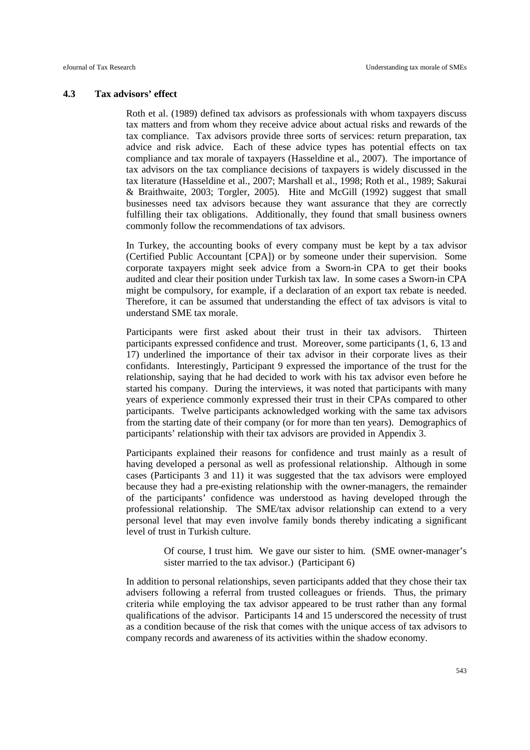### 4.3 Tax advisors' effect

Roth et al. (1989) defined tax advisors as professionals with whom taxpayers discuss tax matters and from whom they receive advice about actual risks and rewards of the tax compliance. Tax advisors provide three sorts of services: return preparation, tax advice and risk advice. Each of these advice types has potential effects on tax compliance and tax morale of taxpayers (Hasseldine et al., 2007). The importance of tax advisors on the tax compliance decisions of taxpayers is widely discussed in the tax literature (Hasseldine et al., 2007; Marshall et al., 1998; Roth et al., 1989; Sakurai & Braithwaite, 2003; Torgler, 2005). Hite and McGill (1992) suggest that small businesses need tax advisors because they want assurance that they are correctly fulfilling their tax obligations. Additionally, they found that small business owners commonly follow the recommendations of tax advisors.

In Turkey, the accounting books of every company must be kept by a tax advisor (Certified Public Accountant [CPA]) or by someone under their supervision. Some corporate taxpayers might seek advice from a Sworn-in CPA to get their books audited and clear their position under Turkish tax law. In some cases a Sworn-in CPA might be compulsory, for example, if a declaration of an export tax rebate is needed. Therefore, it can be assumed that understanding the effect of tax advisors is vital to understand SME tax morale.

Participants were first asked about their trust in their tax advisors. Thirteen participants expressed confidence and trust. Moreover, some participants (1, 6, 13 and 17) underlined the importance of their tax advisor in their corporate lives as their confidants. Interestingly, Participant 9 expressed the importance of the trust for the relationship, saying that he had decided to work with his tax advisor even before he started his company. During the interviews, it was noted that participants with many years of experience commonly expressed their trust in their CPAs compared to other participants. Twelve participants acknowledged working with the same tax advisors from the starting date of their company (or for more than ten years). Demographics of participants' relationship with their tax advisors are provided in Appendix 3.

Participants explained their reasons for confidence and trust mainly as a result of having developed a personal as well as professional relationship. Although in some cases (Participants 3 and 11) it was suggested that the tax advisors were employed because they had a pre-existing relationship with the owner-managers, the remainder of the participants' confidence was understood as having developed through the professional relationship. The SME/tax advisor relationship can extend to a very personal level that may even involve family bonds thereby indicating a significant level of trust in Turkish culture.

> Of course, I trust him. We gave our sister to him. (SME owner-manager's sister married to the tax advisor.) (Participant 6)

In addition to personal relationships, seven participants added that they chose their tax advisers following a referral from trusted colleagues or friends. Thus, the primary criteria while employing the tax advisor appeared to be trust rather than any formal qualifications of the advisor. Participants 14 and 15 underscored the necessity of trust as a condition because of the risk that comes with the unique access of tax advisors to company records and awareness of its activities within the shadow economy.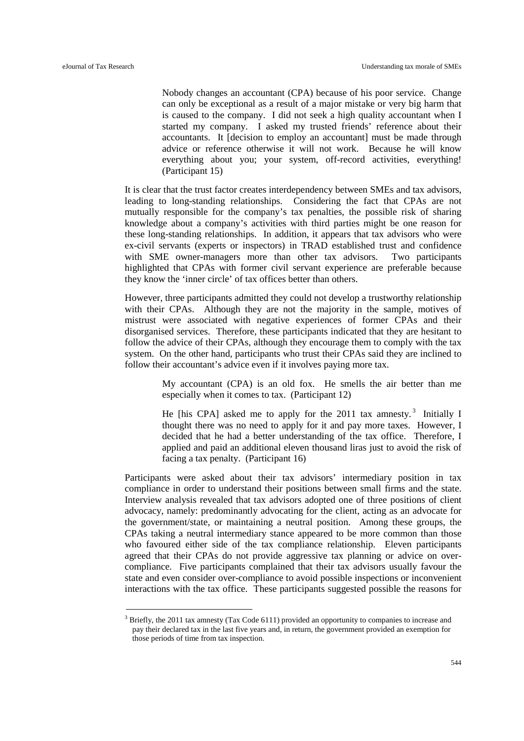> Nobody changes an accountant (CPA) because of his poor service. Change can only be exceptional as a result of a major mistake or very big harm that is caused to the company. I did not seek a high quality accountant when I started my company. I asked my trusted friends' reference about their accountants. It [decision to employ an accountant] must be made through advice or reference otherwise it will not work. Because he will know everything about you; your system, off-record activities, everything! (Participant 15)

It is clear that the trust factor creates interdependency between SMEs and tax advisors, leading to long-standing relationships. Considering the fact that CPAs are not mutually responsible for the company's tax penalties, the possible risk of sharing knowledge about a company's activities with third parties might be one reason for these long-standing relationships. In addition, it appears that tax advisors who were ex-civil servants (experts or inspectors) in TRAD established trust and confidence with SME owner-managers more than other tax advisors. Two participants highlighted that CPAs with former civil servant experience are preferable because they know the 'inner circle' of tax offices better than others.

However, three participants admitted they could not develop a trustworthy relationship with their CPAs. Although they are not the majority in the sample, motives of mistrust were associated with negative experiences of former CPAs and their disorganised services. Therefore, these participants indicated that they are hesitant to follow the advice of their CPAs, although they encourage them to comply with the tax system. On the other hand, participants who trust their CPAs said they are inclined to follow their accountant's advice even if it involves paying more tax.

> My accountant (CPA) is an old fox. He smells the air better than me especially when it comes to tax. (Participant 12)

> He [his CPA] asked me to apply for the 2011 tax amnesty.[3] Initially I thought there was no need to apply for it and pay more taxes. However, I decided that he had a better understanding of the tax office. Therefore, I applied and paid an additional eleven thousand liras just to avoid the risk of facing a tax penalty. (Participant 16)

Participants were asked about their tax advisors' intermediary position in tax compliance in order to understand their positions between small firms and the state. Interview analysis revealed that tax advisors adopted one of three positions of client advocacy, namely: predominantly advocating for the client, acting as an advocate for the government/state, or maintaining a neutral position. Among these groups, the CPAs taking a neutral intermediary stance appeared to be more common than those who favoured either side of the tax compliance relationship. Eleven participants agreed that their CPAs do not provide aggressive tax planning or advice on over-compliance. Five participants complained that their tax advisors usually favour the state and even consider over-compliance to avoid possible inspections or inconvenient interactions with the tax office. These participants suggested possible the reasons for

[3] Briefly, the 2011 tax amnesty (Tax Code 6111) provided an opportunity to companies to increase and pay their declared tax in the last five years and, in return, the government provided an exemption for those periods of time from tax inspection.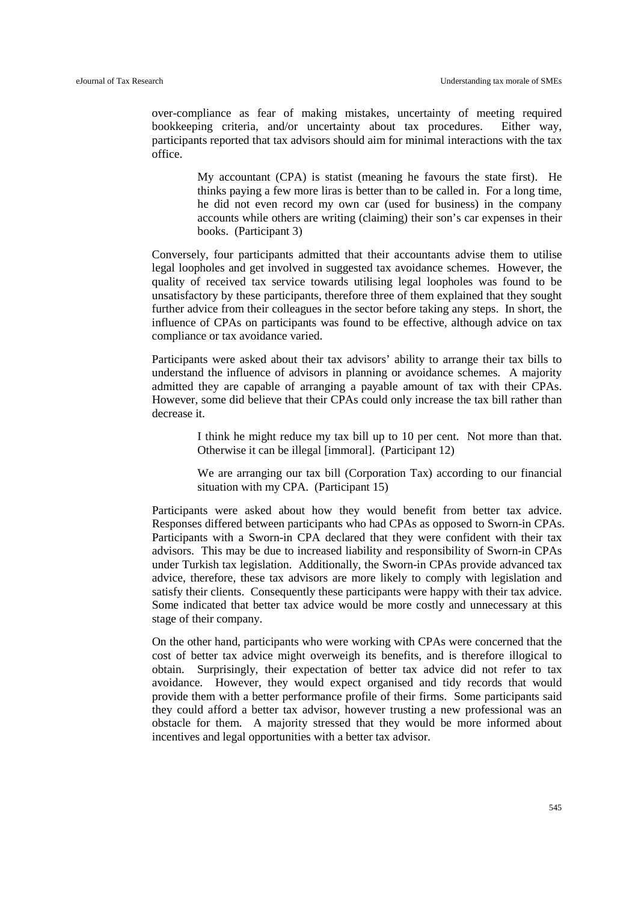over-compliance as fear of making mistakes, uncertainty of meeting required bookkeeping criteria, and/or uncertainty about tax procedures. Either way, participants reported that tax advisors should aim for minimal interactions with the tax office.

> My accountant (CPA) is statist (meaning he favours the state first). He thinks paying a few more liras is better than to be called in. For a long time, he did not even record my own car (used for business) in the company accounts while others are writing (claiming) their son's car expenses in their books. (Participant 3)

Conversely, four participants admitted that their accountants advise them to utilise legal loopholes and get involved in suggested tax avoidance schemes. However, the quality of received tax service towards utilising legal loopholes was found to be unsatisfactory by these participants, therefore three of them explained that they sought further advice from their colleagues in the sector before taking any steps. In short, the influence of CPAs on participants was found to be effective, although advice on tax compliance or tax avoidance varied.

Participants were asked about their tax advisors' ability to arrange their tax bills to understand the influence of advisors in planning or avoidance schemes. A majority admitted they are capable of arranging a payable amount of tax with their CPAs. However, some did believe that their CPAs could only increase the tax bill rather than decrease it.

> I think he might reduce my tax bill up to 10 per cent. Not more than that. Otherwise it can be illegal [immoral]. (Participant 12)

> We are arranging our tax bill (Corporation Tax) according to our financial situation with my CPA. (Participant 15)

Participants were asked about how they would benefit from better tax advice. Responses differed between participants who had CPAs as opposed to Sworn-in CPAs. Participants with a Sworn-in CPA declared that they were confident with their tax advisors. This may be due to increased liability and responsibility of Sworn-in CPAs under Turkish tax legislation. Additionally, the Sworn-in CPAs provide advanced tax advice, therefore, these tax advisors are more likely to comply with legislation and satisfy their clients. Consequently these participants were happy with their tax advice. Some indicated that better tax advice would be more costly and unnecessary at this stage of their company.

On the other hand, participants who were working with CPAs were concerned that the cost of better tax advice might overweigh its benefits, and is therefore illogical to obtain. Surprisingly, their expectation of better tax advice did not refer to tax avoidance. However, they would expect organised and tidy records that would provide them with a better performance profile of their firms. Some participants said they could afford a better tax advisor, however trusting a new professional was an obstacle for them. A majority stressed that they would be more informed about incentives and legal opportunities with a better tax advisor.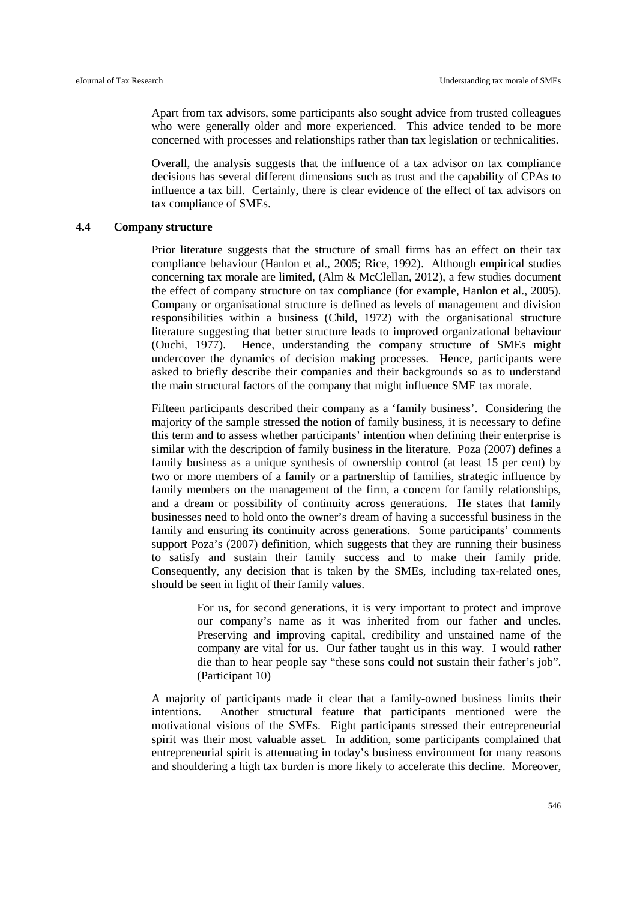Apart from tax advisors, some participants also sought advice from trusted colleagues who were generally older and more experienced. This advice tended to be more concerned with processes and relationships rather than tax legislation or technicalities.

Overall, the analysis suggests that the influence of a tax advisor on tax compliance decisions has several different dimensions such as trust and the capability of CPAs to influence a tax bill. Certainly, there is clear evidence of the effect of tax advisors on tax compliance of SMEs.

### 4.4 Company structure

Prior literature suggests that the structure of small firms has an effect on their tax compliance behaviour (Hanlon et al., 2005; Rice, 1992). Although empirical studies concerning tax morale are limited, (Alm & McClellan, 2012), a few studies document the effect of company structure on tax compliance (for example, Hanlon et al., 2005). Company or organisational structure is defined as levels of management and division responsibilities within a business (Child, 1972) with the organisational structure literature suggesting that better structure leads to improved organizational behaviour (Ouchi, 1977). Hence, understanding the company structure of SMEs might undercover the dynamics of decision making processes. Hence, participants were asked to briefly describe their companies and their backgrounds so as to understand the main structural factors of the company that might influence SME tax morale.

Fifteen participants described their company as a 'family business'. Considering the majority of the sample stressed the notion of family business, it is necessary to define this term and to assess whether participants' intention when defining their enterprise is similar with the description of family business in the literature. Poza (2007) defines a family business as a unique synthesis of ownership control (at least 15 per cent) by two or more members of a family or a partnership of families, strategic influence by family members on the management of the firm, a concern for family relationships, and a dream or possibility of continuity across generations. He states that family businesses need to hold onto the owner's dream of having a successful business in the family and ensuring its continuity across generations. Some participants' comments support Poza's (2007) definition, which suggests that they are running their business to satisfy and sustain their family success and to make their family pride. Consequently, any decision that is taken by the SMEs, including tax-related ones, should be seen in light of their family values.

> For us, for second generations, it is very important to protect and improve our company's name as it was inherited from our father and uncles. Preserving and improving capital, credibility and unstained name of the company are vital for us. Our father taught us in this way. I would rather die than to hear people say "these sons could not sustain their father's job". (Participant 10)

A majority of participants made it clear that a family-owned business limits their intentions. Another structural feature that participants mentioned were the motivational visions of the SMEs. Eight participants stressed their entrepreneurial spirit was their most valuable asset. In addition, some participants complained that entrepreneurial spirit is attenuating in today's business environment for many reasons and shouldering a high tax burden is more likely to accelerate this decline. Moreover,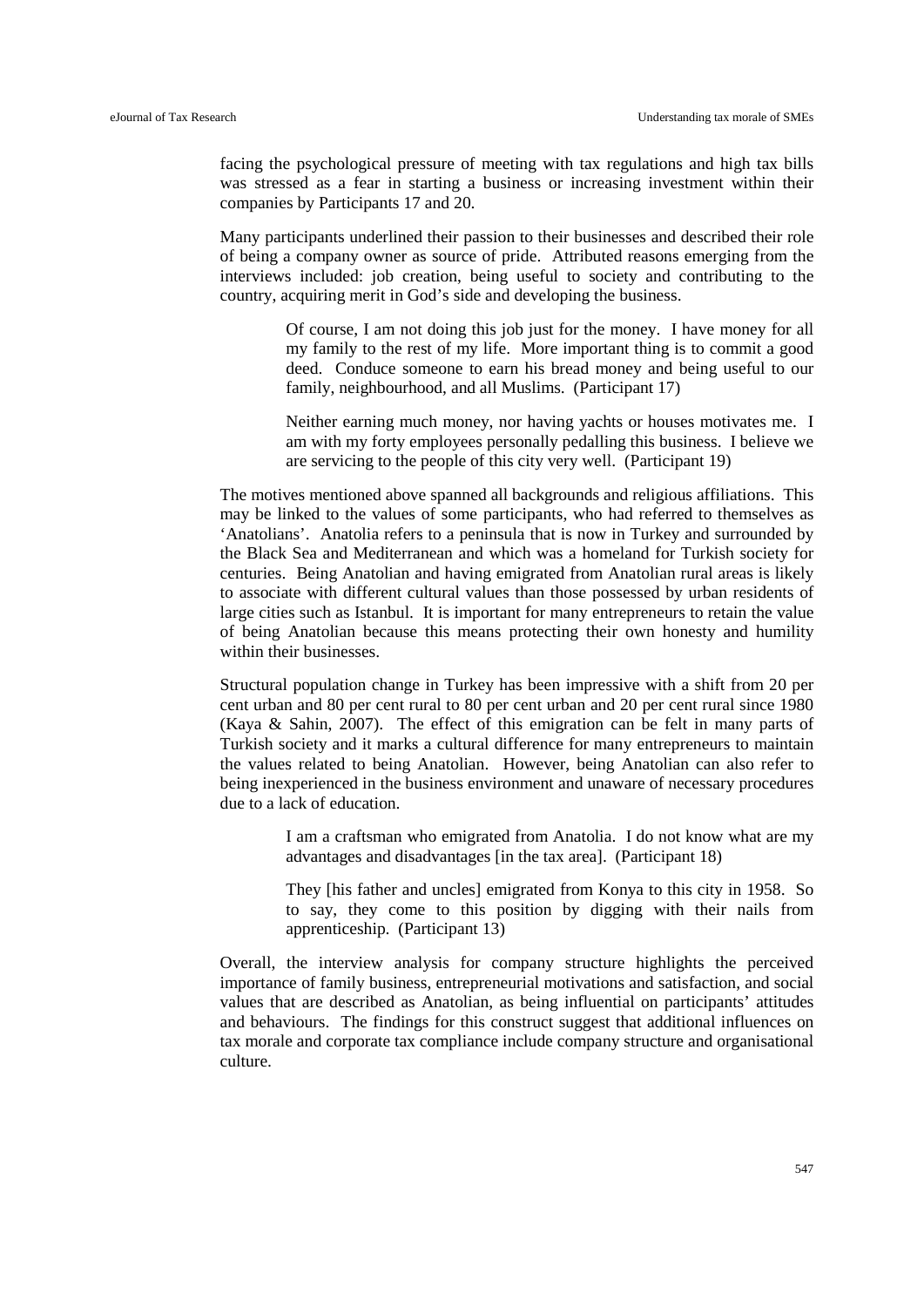facing the psychological pressure of meeting with tax regulations and high tax bills was stressed as a fear in starting a business or increasing investment within their companies by Participants 17 and 20.

Many participants underlined their passion to their businesses and described their role of being a company owner as source of pride. Attributed reasons emerging from the interviews included: job creation, being useful to society and contributing to the country, acquiring merit in God's side and developing the business.

> Of course, I am not doing this job just for the money. I have money for all my family to the rest of my life. More important thing is to commit a good deed. Conduce someone to earn his bread money and being useful to our family, neighbourhood, and all Muslims. (Participant 17)

> Neither earning much money, nor having yachts or houses motivates me. I am with my forty employees personally pedalling this business. I believe we are servicing to the people of this city very well. (Participant 19)

The motives mentioned above spanned all backgrounds and religious affiliations. This may be linked to the values of some participants, who had referred to themselves as 'Anatolians'. Anatolia refers to a peninsula that is now in Turkey and surrounded by the Black Sea and Mediterranean and which was a homeland for Turkish society for centuries. Being Anatolian and having emigrated from Anatolian rural areas is likely to associate with different cultural values than those possessed by urban residents of large cities such as Istanbul. It is important for many entrepreneurs to retain the value of being Anatolian because this means protecting their own honesty and humility within their businesses.

Structural population change in Turkey has been impressive with a shift from 20 per cent urban and 80 per cent rural to 80 per cent urban and 20 per cent rural since 1980 (Kaya & Sahin, 2007). The effect of this emigration can be felt in many parts of Turkish society and it marks a cultural difference for many entrepreneurs to maintain the values related to being Anatolian. However, being Anatolian can also refer to being inexperienced in the business environment and unaware of necessary procedures due to a lack of education.

> I am a craftsman who emigrated from Anatolia. I do not know what are my advantages and disadvantages [in the tax area]. (Participant 18)

> They [his father and uncles] emigrated from Konya to this city in 1958. So to say, they come to this position by digging with their nails from apprenticeship. (Participant 13)

Overall, the interview analysis for company structure highlights the perceived importance of family business, entrepreneurial motivations and satisfaction, and social values that are described as Anatolian, as being influential on participants' attitudes and behaviours. The findings for this construct suggest that additional influences on tax morale and corporate tax compliance include company structure and organisational culture.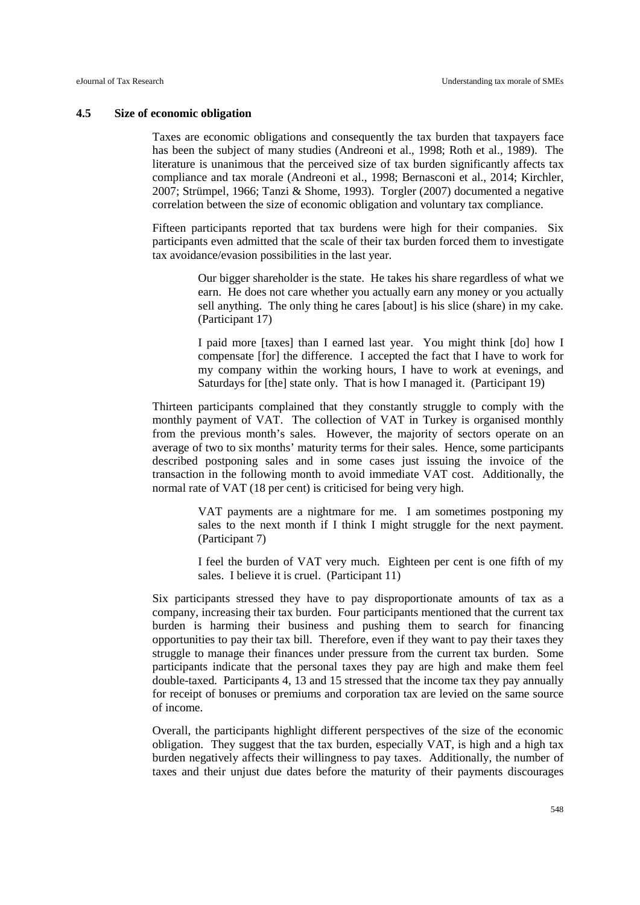### 4.5 Size of economic obligation

Taxes are economic obligations and consequently the tax burden that taxpayers face has been the subject of many studies (Andreoni et al., 1998; Roth et al., 1989). The literature is unanimous that the perceived size of tax burden significantly affects tax compliance and tax morale (Andreoni et al., 1998; Bernasconi et al., 2014; Kirchler, 2007; Strümpel, 1966; Tanzi & Shome, 1993). Torgler (2007) documented a negative correlation between the size of economic obligation and voluntary tax compliance.

Fifteen participants reported that tax burdens were high for their companies. Six participants even admitted that the scale of their tax burden forced them to investigate tax avoidance/evasion possibilities in the last year.

> Our bigger shareholder is the state. He takes his share regardless of what we earn. He does not care whether you actually earn any money or you actually sell anything. The only thing he cares [about] is his slice (share) in my cake. (Participant 17)

> I paid more [taxes] than I earned last year. You might think [do] how I compensate [for] the difference. I accepted the fact that I have to work for my company within the working hours, I have to work at evenings, and Saturdays for [the] state only. That is how I managed it. (Participant 19)

Thirteen participants complained that they constantly struggle to comply with the monthly payment of VAT. The collection of VAT in Turkey is organised monthly from the previous month's sales. However, the majority of sectors operate on an average of two to six months' maturity terms for their sales. Hence, some participants described postponing sales and in some cases just issuing the invoice of the transaction in the following month to avoid immediate VAT cost. Additionally, the normal rate of VAT (18 per cent) is criticised for being very high.

> VAT payments are a nightmare for me. I am sometimes postponing my sales to the next month if I think I might struggle for the next payment. (Participant 7)

> I feel the burden of VAT very much. Eighteen per cent is one fifth of my sales. I believe it is cruel. (Participant 11)

Six participants stressed they have to pay disproportionate amounts of tax as a company, increasing their tax burden. Four participants mentioned that the current tax burden is harming their business and pushing them to search for financing opportunities to pay their tax bill. Therefore, even if they want to pay their taxes they struggle to manage their finances under pressure from the current tax burden. Some participants indicate that the personal taxes they pay are high and make them feel double-taxed. Participants 4, 13 and 15 stressed that the income tax they pay annually for receipt of bonuses or premiums and corporation tax are levied on the same source of income.

Overall, the participants highlight different perspectives of the size of the economic obligation. They suggest that the tax burden, especially VAT, is high and a high tax burden negatively affects their willingness to pay taxes. Additionally, the number of taxes and their unjust due dates before the maturity of their payments discourages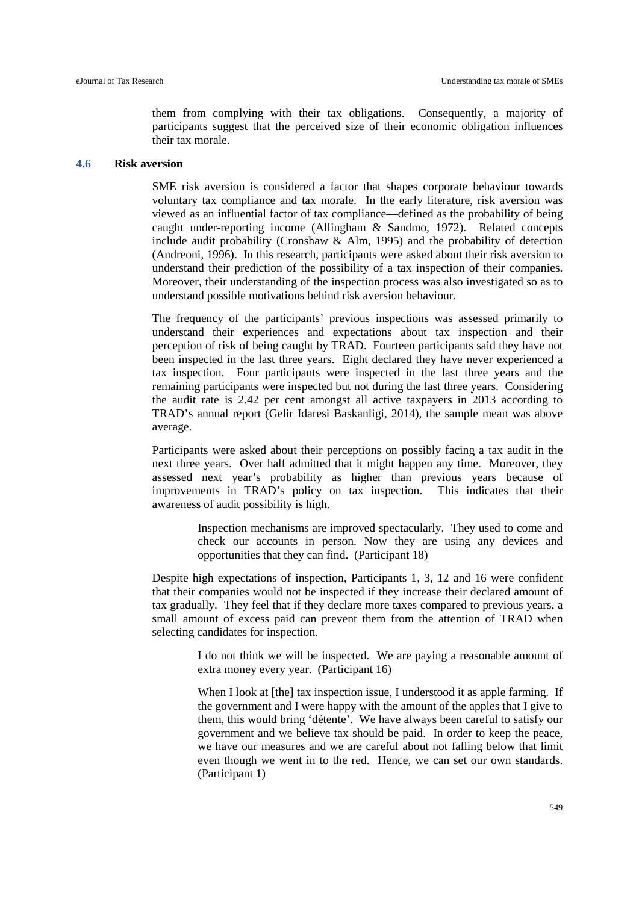them from complying with their tax obligations. Consequently, a majority of participants suggest that the perceived size of their economic obligation influences their tax morale.

### 4.6 Risk aversion

SME risk aversion is considered a factor that shapes corporate behaviour towards voluntary tax compliance and tax morale. In the early literature, risk aversion was viewed as an influential factor of tax compliance—defined as the probability of being caught under-reporting income (Allingham & Sandmo, 1972). Related concepts include audit probability (Cronshaw & Alm, 1995) and the probability of detection (Andreoni, 1996). In this research, participants were asked about their risk aversion to understand their prediction of the possibility of a tax inspection of their companies. Moreover, their understanding of the inspection process was also investigated so as to understand possible motivations behind risk aversion behaviour.

The frequency of the participants' previous inspections was assessed primarily to understand their experiences and expectations about tax inspection and their perception of risk of being caught by TRAD. Fourteen participants said they have not been inspected in the last three years. Eight declared they have never experienced a tax inspection. Four participants were inspected in the last three years and the remaining participants were inspected but not during the last three years. Considering the audit rate is 2.42 per cent amongst all active taxpayers in 2013 according to TRAD's annual report (Gelir Idaresi Baskanligi, 2014), the sample mean was above average.

Participants were asked about their perceptions on possibly facing a tax audit in the next three years. Over half admitted that it might happen any time. Moreover, they assessed next year's probability as higher than previous years because of improvements in TRAD's policy on tax inspection. This indicates that their awareness of audit possibility is high.

> Inspection mechanisms are improved spectacularly. They used to come and check our accounts in person. Now they are using any devices and opportunities that they can find. (Participant 18)

Despite high expectations of inspection, Participants 1, 3, 12 and 16 were confident that their companies would not be inspected if they increase their declared amount of tax gradually. They feel that if they declare more taxes compared to previous years, a small amount of excess paid can prevent them from the attention of TRAD when selecting candidates for inspection.

> I do not think we will be inspected. We are paying a reasonable amount of extra money every year. (Participant 16)

> When I look at [the] tax inspection issue, I understood it as apple farming. If the government and I were happy with the amount of the apples that I give to them, this would bring 'détente'. We have always been careful to satisfy our government and we believe tax should be paid. In order to keep the peace, we have our measures and we are careful about not falling below that limit even though we went in to the red. Hence, we can set our own standards. (Participant 1)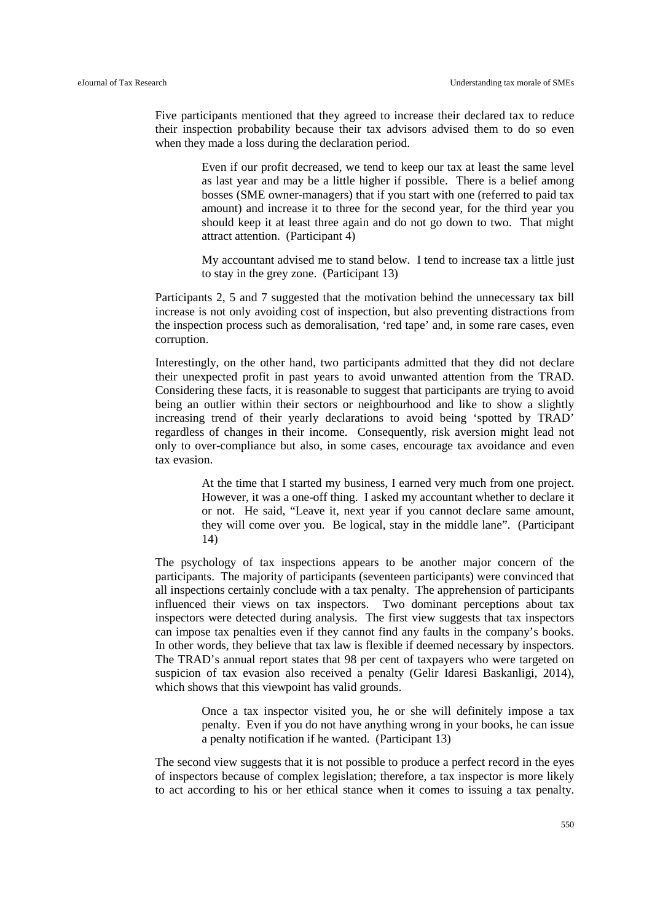Five participants mentioned that they agreed to increase their declared tax to reduce their inspection probability because their tax advisors advised them to do so even when they made a loss during the declaration period.

> Even if our profit decreased, we tend to keep our tax at least the same level as last year and may be a little higher if possible. There is a belief among bosses (SME owner-managers) that if you start with one (referred to paid tax amount) and increase it to three for the second year, for the third year you should keep it at least three again and do not go down to two. That might attract attention. (Participant 4)

> My accountant advised me to stand below. I tend to increase tax a little just to stay in the grey zone. (Participant 13)

Participants 2, 5 and 7 suggested that the motivation behind the unnecessary tax bill increase is not only avoiding cost of inspection, but also preventing distractions from the inspection process such as demoralisation, 'red tape' and, in some rare cases, even corruption.

Interestingly, on the other hand, two participants admitted that they did not declare their unexpected profit in past years to avoid unwanted attention from the TRAD. Considering these facts, it is reasonable to suggest that participants are trying to avoid being an outlier within their sectors or neighbourhood and like to show a slightly increasing trend of their yearly declarations to avoid being 'spotted by TRAD' regardless of changes in their income. Consequently, risk aversion might lead not only to over-compliance but also, in some cases, encourage tax avoidance and even tax evasion.

> At the time that I started my business, I earned very much from one project. However, it was a one-off thing. I asked my accountant whether to declare it or not. He said, "Leave it, next year if you cannot declare same amount, they will come over you. Be logical, stay in the middle lane". (Participant 14)

The psychology of tax inspections appears to be another major concern of the participants. The majority of participants (seventeen participants) were convinced that all inspections certainly conclude with a tax penalty. The apprehension of participants influenced their views on tax inspectors. Two dominant perceptions about tax inspectors were detected during analysis. The first view suggests that tax inspectors can impose tax penalties even if they cannot find any faults in the company's books. In other words, they believe that tax law is flexible if deemed necessary by inspectors. The TRAD's annual report states that 98 per cent of taxpayers who were targeted on suspicion of tax evasion also received a penalty (Gelir Idaresi Baskanligi, 2014), which shows that this viewpoint has valid grounds.

> Once a tax inspector visited you, he or she will definitely impose a tax penalty. Even if you do not have anything wrong in your books, he can issue a penalty notification if he wanted. (Participant 13)

The second view suggests that it is not possible to produce a perfect record in the eyes of inspectors because of complex legislation; therefore, a tax inspector is more likely to act according to his or her ethical stance when it comes to issuing a tax penalty.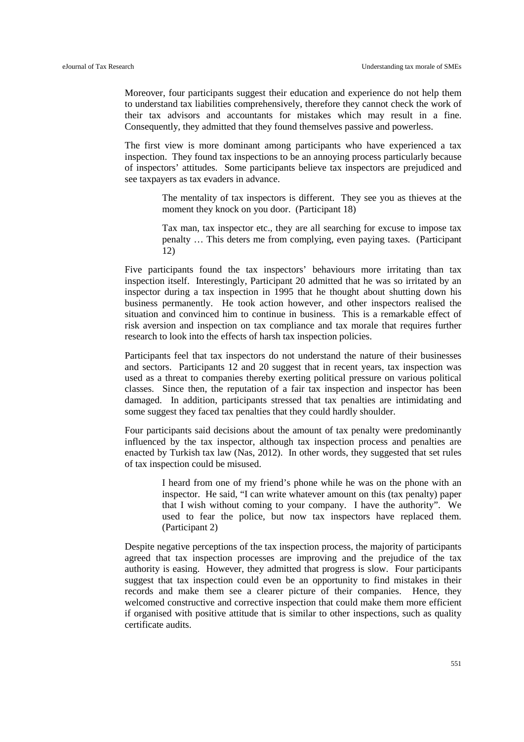Moreover, four participants suggest their education and experience do not help them to understand tax liabilities comprehensively, therefore they cannot check the work of their tax advisors and accountants for mistakes which may result in a fine. Consequently, they admitted that they found themselves passive and powerless.

The first view is more dominant among participants who have experienced a tax inspection. They found tax inspections to be an annoying process particularly because of inspectors' attitudes. Some participants believe tax inspectors are prejudiced and see taxpayers as tax evaders in advance.

> The mentality of tax inspectors is different. They see you as thieves at the moment they knock on you door. (Participant 18)

> Tax man, tax inspector etc., they are all searching for excuse to impose tax penalty … This deters me from complying, even paying taxes. (Participant 12)

Five participants found the tax inspectors' behaviours more irritating than tax inspection itself. Interestingly, Participant 20 admitted that he was so irritated by an inspector during a tax inspection in 1995 that he thought about shutting down his business permanently. He took action however, and other inspectors realised the situation and convinced him to continue in business. This is a remarkable effect of risk aversion and inspection on tax compliance and tax morale that requires further research to look into the effects of harsh tax inspection policies.

Participants feel that tax inspectors do not understand the nature of their businesses and sectors. Participants 12 and 20 suggest that in recent years, tax inspection was used as a threat to companies thereby exerting political pressure on various political classes. Since then, the reputation of a fair tax inspection and inspector has been damaged. In addition, participants stressed that tax penalties are intimidating and some suggest they faced tax penalties that they could hardly shoulder.

Four participants said decisions about the amount of tax penalty were predominantly influenced by the tax inspector, although tax inspection process and penalties are enacted by Turkish tax law (Nas, 2012). In other words, they suggested that set rules of tax inspection could be misused.

> I heard from one of my friend's phone while he was on the phone with an inspector. He said, "I can write whatever amount on this (tax penalty) paper that I wish without coming to your company. I have the authority". We used to fear the police, but now tax inspectors have replaced them. (Participant 2)

Despite negative perceptions of the tax inspection process, the majority of participants agreed that tax inspection processes are improving and the prejudice of the tax authority is easing. However, they admitted that progress is slow. Four participants suggest that tax inspection could even be an opportunity to find mistakes in their records and make them see a clearer picture of their companies. Hence, they welcomed constructive and corrective inspection that could make them more efficient if organised with positive attitude that is similar to other inspections, such as quality certificate audits.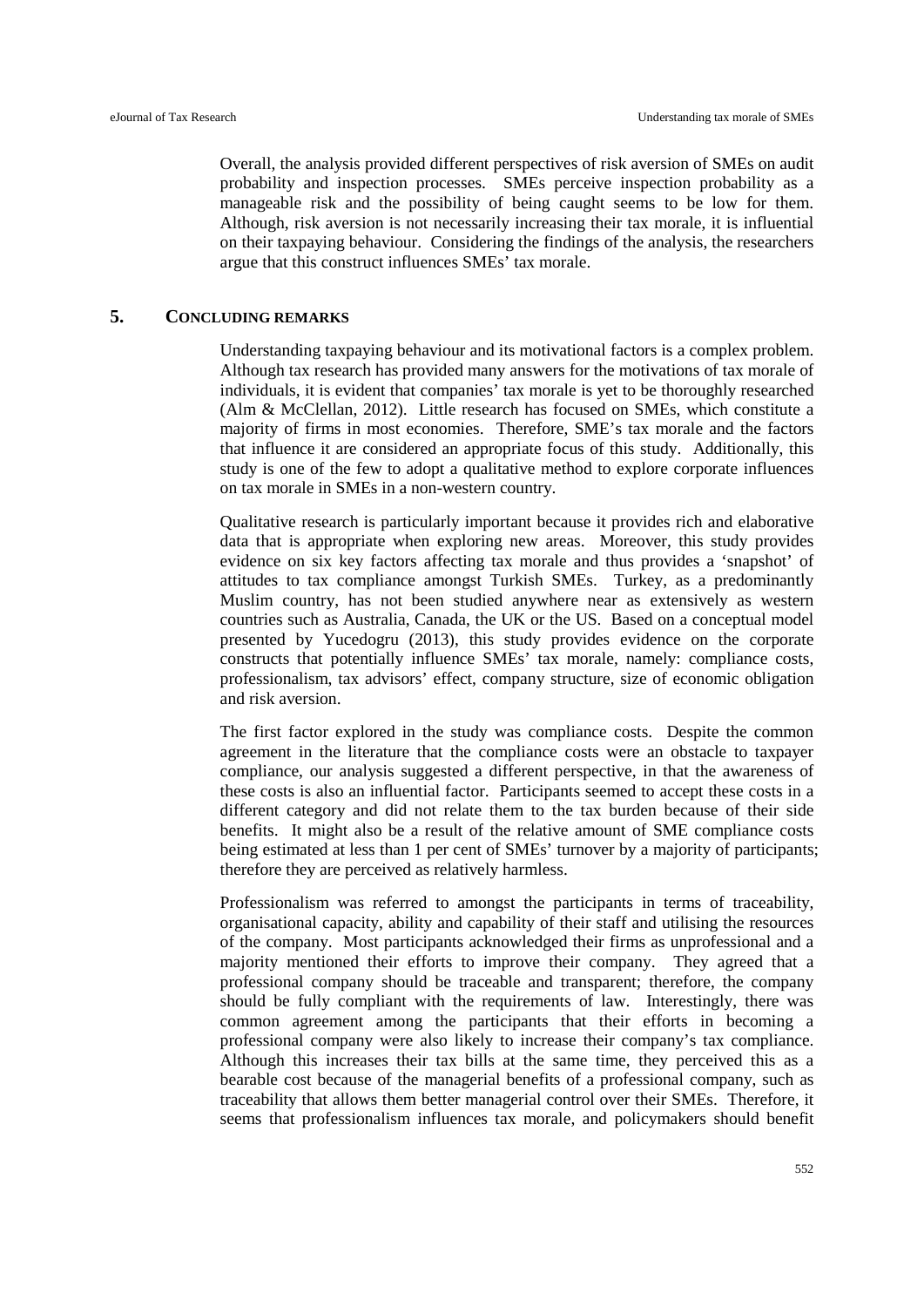Overall, the analysis provided different perspectives of risk aversion of SMEs on audit probability and inspection processes. SMEs perceive inspection probability as a manageable risk and the possibility of being caught seems to be low for them. Although, risk aversion is not necessarily increasing their tax morale, it is influential on their taxpaying behaviour. Considering the findings of the analysis, the researchers argue that this construct influences SMEs' tax morale.

## 5. CONCLUDING REMARKS

Understanding taxpaying behaviour and its motivational factors is a complex problem. Although tax research has provided many answers for the motivations of tax morale of individuals, it is evident that companies' tax morale is yet to be thoroughly researched (Alm & McClellan, 2012). Little research has focused on SMEs, which constitute a majority of firms in most economies. Therefore, SME's tax morale and the factors that influence it are considered an appropriate focus of this study. Additionally, this study is one of the few to adopt a qualitative method to explore corporate influences on tax morale in SMEs in a non-western country.

Qualitative research is particularly important because it provides rich and elaborative data that is appropriate when exploring new areas. Moreover, this study provides evidence on six key factors affecting tax morale and thus provides a 'snapshot' of attitudes to tax compliance amongst Turkish SMEs. Turkey, as a predominantly Muslim country, has not been studied anywhere near as extensively as western countries such as Australia, Canada, the UK or the US. Based on a conceptual model presented by Yucedogru (2013), this study provides evidence on the corporate constructs that potentially influence SMEs' tax morale, namely: compliance costs, professionalism, tax advisors' effect, company structure, size of economic obligation and risk aversion.

The first factor explored in the study was compliance costs. Despite the common agreement in the literature that the compliance costs were an obstacle to taxpayer compliance, our analysis suggested a different perspective, in that the awareness of these costs is also an influential factor. Participants seemed to accept these costs in a different category and did not relate them to the tax burden because of their side benefits. It might also be a result of the relative amount of SME compliance costs being estimated at less than 1 per cent of SMEs' turnover by a majority of participants; therefore they are perceived as relatively harmless.

Professionalism was referred to amongst the participants in terms of traceability, organisational capacity, ability and capability of their staff and utilising the resources of the company. Most participants acknowledged their firms as unprofessional and a majority mentioned their efforts to improve their company. They agreed that a professional company should be traceable and transparent; therefore, the company should be fully compliant with the requirements of law. Interestingly, there was common agreement among the participants that their efforts in becoming a professional company were also likely to increase their company's tax compliance. Although this increases their tax bills at the same time, they perceived this as a bearable cost because of the managerial benefits of a professional company, such as traceability that allows them better managerial control over their SMEs. Therefore, it seems that professionalism influences tax morale, and policymakers should benefit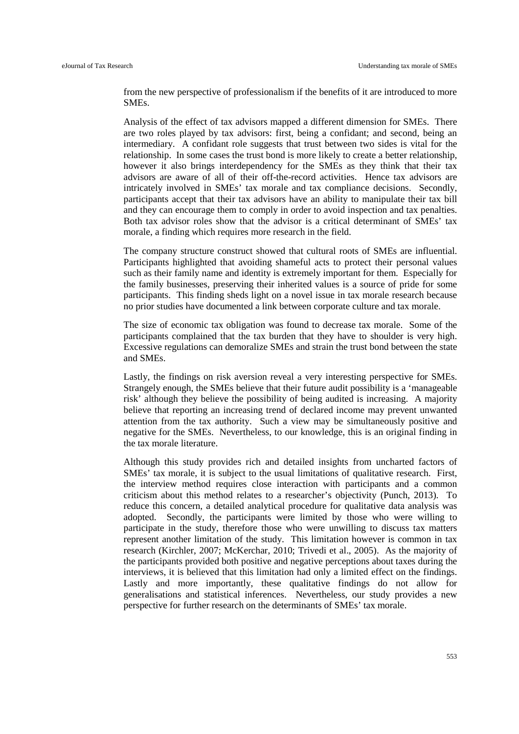from the new perspective of professionalism if the benefits of it are introduced to more SMEs.

Analysis of the effect of tax advisors mapped a different dimension for SMEs. There are two roles played by tax advisors: first, being a confidant; and second, being an intermediary. A confidant role suggests that trust between two sides is vital for the relationship. In some cases the trust bond is more likely to create a better relationship, however it also brings interdependency for the SMEs as they think that their tax advisors are aware of all of their off-the-record activities. Hence tax advisors are intricately involved in SMEs' tax morale and tax compliance decisions. Secondly, participants accept that their tax advisors have an ability to manipulate their tax bill and they can encourage them to comply in order to avoid inspection and tax penalties. Both tax advisor roles show that the advisor is a critical determinant of SMEs' tax morale, a finding which requires more research in the field.

The company structure construct showed that cultural roots of SMEs are influential. Participants highlighted that avoiding shameful acts to protect their personal values such as their family name and identity is extremely important for them. Especially for the family businesses, preserving their inherited values is a source of pride for some participants. This finding sheds light on a novel issue in tax morale research because no prior studies have documented a link between corporate culture and tax morale.

The size of economic tax obligation was found to decrease tax morale. Some of the participants complained that the tax burden that they have to shoulder is very high. Excessive regulations can demoralize SMEs and strain the trust bond between the state and SMEs.

Lastly, the findings on risk aversion reveal a very interesting perspective for SMEs. Strangely enough, the SMEs believe that their future audit possibility is a 'manageable risk' although they believe the possibility of being audited is increasing. A majority believe that reporting an increasing trend of declared income may prevent unwanted attention from the tax authority. Such a view may be simultaneously positive and negative for the SMEs. Nevertheless, to our knowledge, this is an original finding in the tax morale literature.

Although this study provides rich and detailed insights from uncharted factors of SMEs' tax morale, it is subject to the usual limitations of qualitative research. First, the interview method requires close interaction with participants and a common criticism about this method relates to a researcher's objectivity (Punch, 2013). To reduce this concern, a detailed analytical procedure for qualitative data analysis was adopted. Secondly, the participants were limited by those who were willing to participate in the study, therefore those who were unwilling to discuss tax matters represent another limitation of the study. This limitation however is common in tax research (Kirchler, 2007; McKerchar, 2010; Trivedi et al., 2005). As the majority of the participants provided both positive and negative perceptions about taxes during the interviews, it is believed that this limitation had only a limited effect on the findings. Lastly and more importantly, these qualitative findings do not allow for generalisations and statistical inferences. Nevertheless, our study provides a new perspective for further research on the determinants of SMEs' tax morale.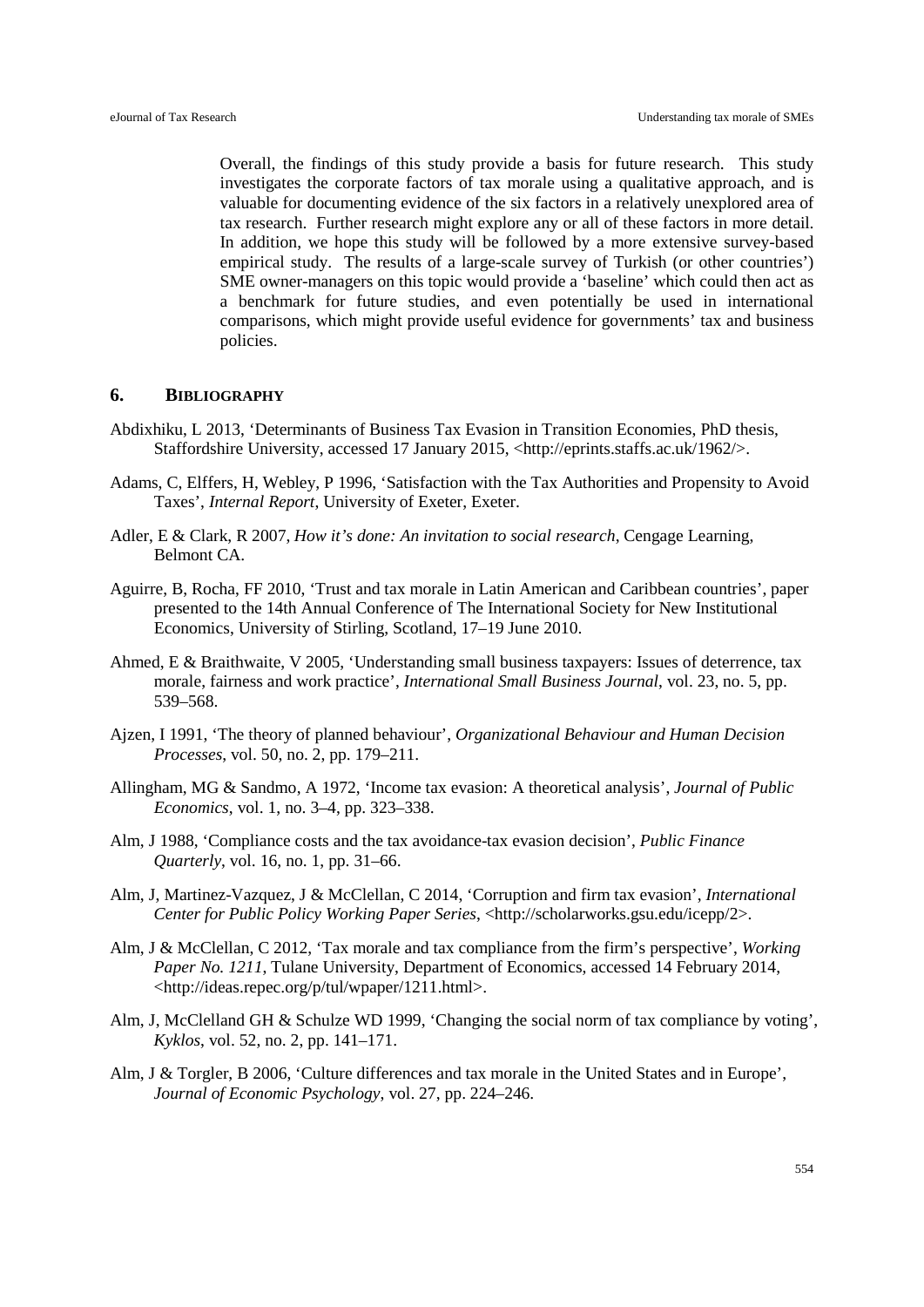Overall, the findings of this study provide a basis for future research. This study investigates the corporate factors of tax morale using a qualitative approach, and is valuable for documenting evidence of the six factors in a relatively unexplored area of tax research. Further research might explore any or all of these factors in more detail. In addition, we hope this study will be followed by a more extensive survey-based empirical study. The results of a large-scale survey of Turkish (or other countries') SME owner-managers on this topic would provide a 'baseline' which could then act as a benchmark for future studies, and even potentially be used in international comparisons, which might provide useful evidence for governments' tax and business policies.

## 6. BIBLIOGRAPHY

Abdixhiku, L 2013, 'Determinants of Business Tax Evasion in Transition Economies, PhD thesis, Staffordshire University, accessed 17 January 2015, <http://eprints.staffs.ac.uk/1962/>.

Adams, C, Elffers, H, Webley, P 1996, 'Satisfaction with the Tax Authorities and Propensity to Avoid Taxes', *Internal Report*, University of Exeter, Exeter.

Adler, E & Clark, R 2007, *How it's done: An invitation to social research*, Cengage Learning, Belmont CA.

Aguirre, B, Rocha, FF 2010, 'Trust and tax morale in Latin American and Caribbean countries', paper presented to the 14th Annual Conference of The International Society for New Institutional Economics, University of Stirling, Scotland, 17–19 June 2010.

Ahmed, E & Braithwaite, V 2005, 'Understanding small business taxpayers: Issues of deterrence, tax morale, fairness and work practice', *International Small Business Journal*, vol. 23, no. 5, pp. 539–568.

Ajzen, I 1991, 'The theory of planned behaviour', *Organizational Behaviour and Human Decision Processes*, vol. 50, no. 2, pp. 179–211.

Allingham, MG & Sandmo, A 1972, 'Income tax evasion: A theoretical analysis', *Journal of Public Economics*, vol. 1, no. 3–4, pp. 323–338.

Alm, J 1988, 'Compliance costs and the tax avoidance-tax evasion decision', *Public Finance Quarterly*, vol. 16, no. 1, pp. 31–66.

Alm, J, Martinez-Vazquez, J & McClellan, C 2014, 'Corruption and firm tax evasion', *International Center for Public Policy Working Paper Series*, <http://scholarworks.gsu.edu/icepp/2>.

Alm, J & McClellan, C 2012, 'Tax morale and tax compliance from the firm's perspective', *Working Paper No. 1211*, Tulane University, Department of Economics, accessed 14 February 2014, <http://ideas.repec.org/p/tul/wpaper/1211.html>.

Alm, J, McClelland GH & Schulze WD 1999, 'Changing the social norm of tax compliance by voting', *Kyklos*, vol. 52, no. 2, pp. 141–171.

Alm, J & Torgler, B 2006, 'Culture differences and tax morale in the United States and in Europe', *Journal of Economic Psychology*, vol. 27, pp. 224–246.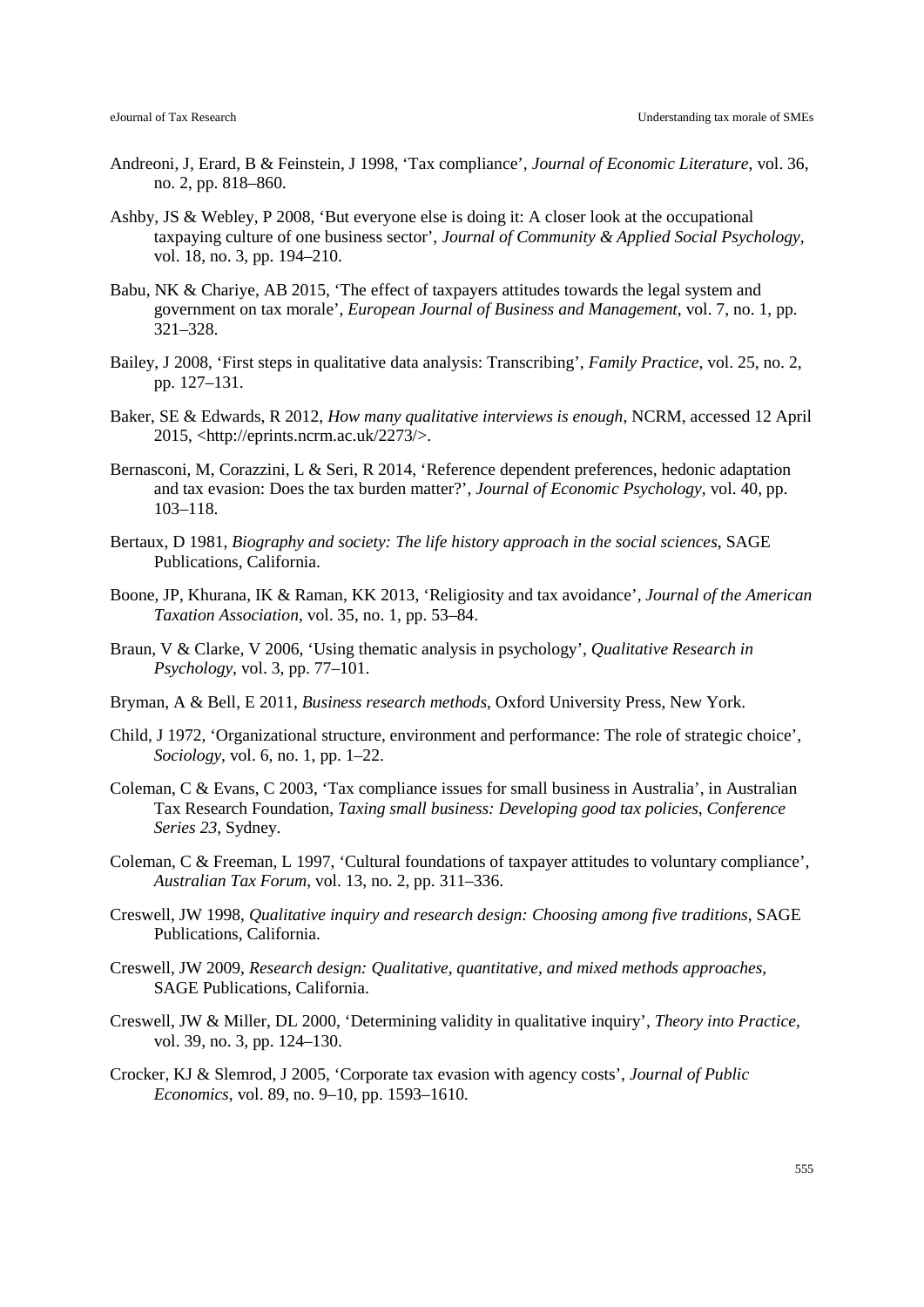Andreoni, J, Erard, B & Feinstein, J 1998, 'Tax compliance', *Journal of Economic Literature*, vol. 36, no. 2, pp. 818–860.

Ashby, JS & Webley, P 2008, 'But everyone else is doing it: A closer look at the occupational taxpaying culture of one business sector', *Journal of Community & Applied Social Psychology*, vol. 18, no. 3, pp. 194–210.

Babu, NK & Chariye, AB 2015, 'The effect of taxpayers attitudes towards the legal system and government on tax morale', *European Journal of Business and Management*, vol. 7, no. 1, pp. 321–328.

Bailey, J 2008, 'First steps in qualitative data analysis: Transcribing', *Family Practice*, vol. 25, no. 2, pp. 127–131.

Baker, SE & Edwards, R 2012, *How many qualitative interviews is enough*, NCRM, accessed 12 April 2015, <http://eprints.ncrm.ac.uk/2273/>.

Bernasconi, M, Corazzini, L & Seri, R 2014, 'Reference dependent preferences, hedonic adaptation and tax evasion: Does the tax burden matter?', *Journal of Economic Psychology*, vol. 40, pp. 103–118.

Bertaux, D 1981, *Biography and society: The life history approach in the social sciences*, SAGE Publications, California.

Boone, JP, Khurana, IK & Raman, KK 2013, 'Religiosity and tax avoidance', *Journal of the American Taxation Association*, vol. 35, no. 1, pp. 53–84.

Braun, V & Clarke, V 2006, 'Using thematic analysis in psychology', *Qualitative Research in Psychology*, vol. 3, pp. 77–101.

Bryman, A & Bell, E 2011, *Business research methods*, Oxford University Press, New York.

Child, J 1972, 'Organizational structure, environment and performance: The role of strategic choice', *Sociology*, vol. 6, no. 1, pp. 1–22.

Coleman, C & Evans, C 2003, 'Tax compliance issues for small business in Australia', in Australian Tax Research Foundation, *Taxing small business: Developing good tax policies*, *Conference Series 23*, Sydney.

Coleman, C & Freeman, L 1997, 'Cultural foundations of taxpayer attitudes to voluntary compliance', *Australian Tax Forum*, vol. 13, no. 2, pp. 311–336.

Creswell, JW 1998, *Qualitative inquiry and research design: Choosing among five traditions*, SAGE Publications, California.

Creswell, JW 2009, *Research design: Qualitative, quantitative, and mixed methods approaches*, SAGE Publications, California.

Creswell, JW & Miller, DL 2000, 'Determining validity in qualitative inquiry', *Theory into Practice*, vol. 39, no. 3, pp. 124–130.

Crocker, KJ & Slemrod, J 2005, 'Corporate tax evasion with agency costs', *Journal of Public Economics*, vol. 89, no. 9–10, pp. 1593–1610.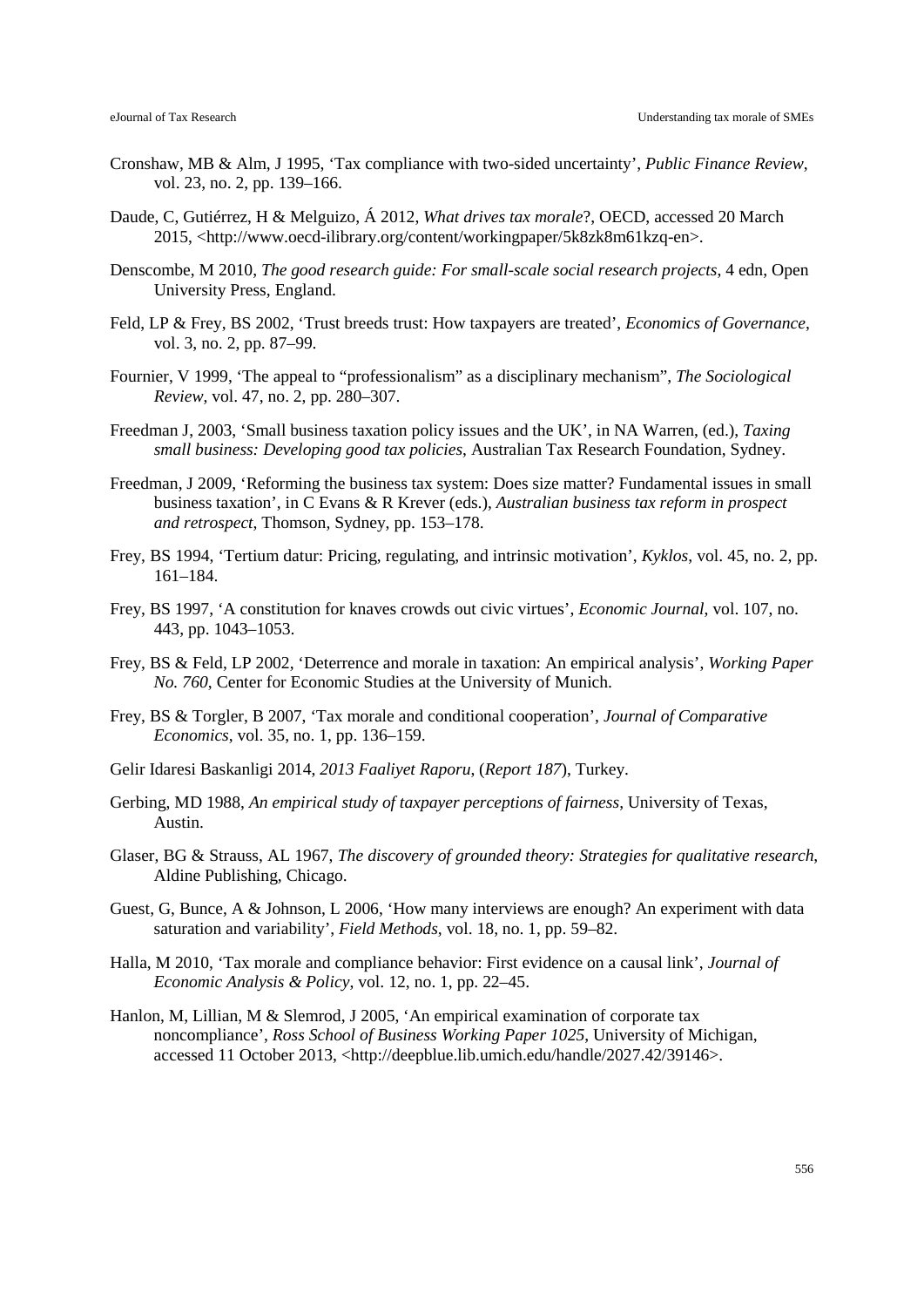Cronshaw, MB & Alm, J 1995, 'Tax compliance with two-sided uncertainty', *Public Finance Review*, vol. 23, no. 2, pp. 139–166.

Daude, C, Gutiérrez, H & Melguizo, Á 2012, *What drives tax morale*?, OECD, accessed 20 March 2015, <http://www.oecd-ilibrary.org/content/workingpaper/5k8zk8m61kzq-en>.

Denscombe, M 2010, *The good research guide: For small-scale social research projects*, 4 edn, Open University Press, England.

Feld, LP & Frey, BS 2002, 'Trust breeds trust: How taxpayers are treated', *Economics of Governance*, vol. 3, no. 2, pp. 87–99.

Fournier, V 1999, 'The appeal to "professionalism" as a disciplinary mechanism", *The Sociological Review*, vol. 47, no. 2, pp. 280–307.

Freedman J, 2003, 'Small business taxation policy issues and the UK', in NA Warren, (ed.), *Taxing small business: Developing good tax policies*, Australian Tax Research Foundation, Sydney.

Freedman, J 2009, 'Reforming the business tax system: Does size matter? Fundamental issues in small business taxation', in C Evans & R Krever (eds.), *Australian business tax reform in prospect and retrospect*, Thomson, Sydney, pp. 153–178.

Frey, BS 1994, 'Tertium datur: Pricing, regulating, and intrinsic motivation', *Kyklos*, vol. 45, no. 2, pp. 161–184.

Frey, BS 1997, 'A constitution for knaves crowds out civic virtues', *Economic Journal*, vol. 107, no. 443, pp. 1043–1053.

Frey, BS & Feld, LP 2002, 'Deterrence and morale in taxation: An empirical analysis', *Working Paper No. 760*, Center for Economic Studies at the University of Munich.

Frey, BS & Torgler, B 2007, 'Tax morale and conditional cooperation', *Journal of Comparative Economics*, vol. 35, no. 1, pp. 136–159.

Gelir Idaresi Baskanligi 2014, *2013 Faaliyet Raporu*, (*Report 187*), Turkey.

Gerbing, MD 1988, *An empirical study of taxpayer perceptions of fairness*, University of Texas, Austin.

Glaser, BG & Strauss, AL 1967, *The discovery of grounded theory: Strategies for qualitative research*, Aldine Publishing, Chicago.

Guest, G, Bunce, A & Johnson, L 2006, 'How many interviews are enough? An experiment with data saturation and variability', *Field Methods*, vol. 18, no. 1, pp. 59–82.

Halla, M 2010, 'Tax morale and compliance behavior: First evidence on a causal link', *Journal of Economic Analysis & Policy*, vol. 12, no. 1, pp. 22–45.

Hanlon, M, Lillian, M & Slemrod, J 2005, 'An empirical examination of corporate tax noncompliance', *Ross School of Business Working Paper 1025*, University of Michigan, accessed 11 October 2013, <http://deepblue.lib.umich.edu/handle/2027.42/39146>.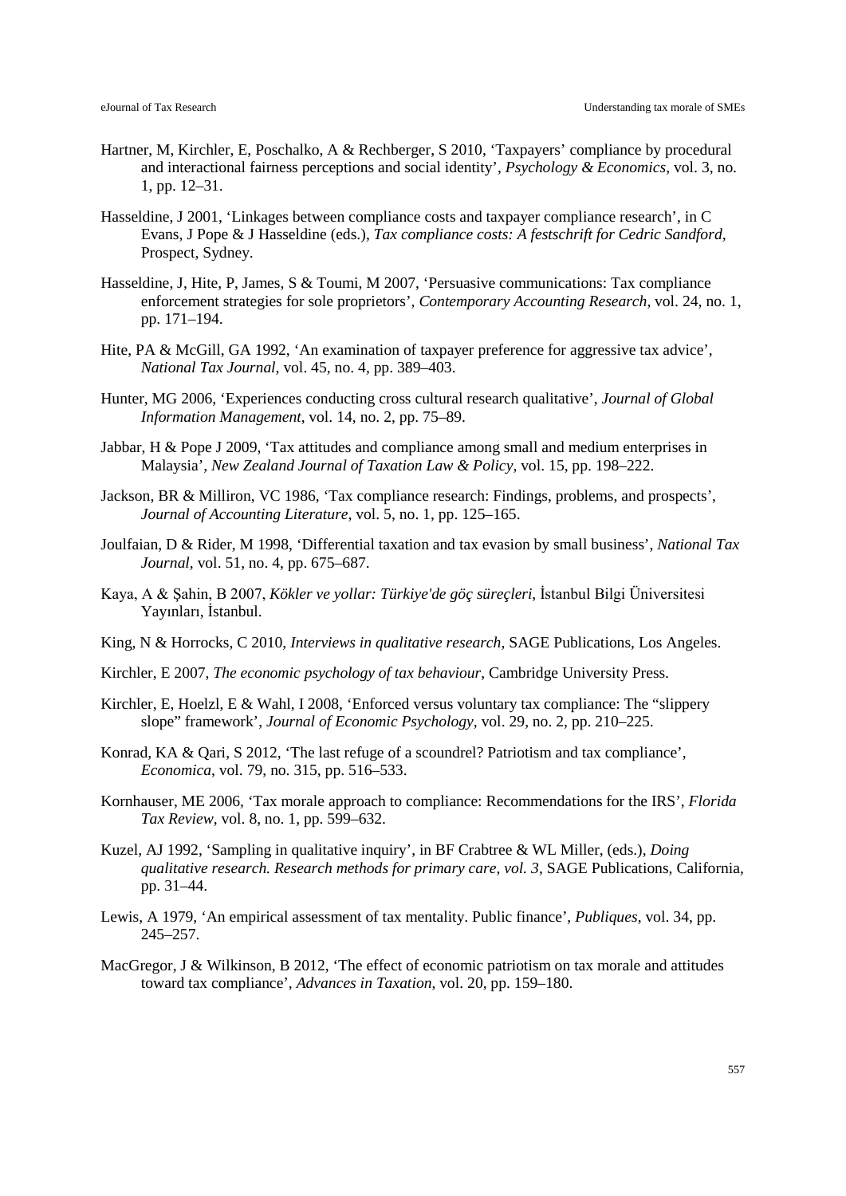Hartner, M, Kirchler, E, Poschalko, A & Rechberger, S 2010, 'Taxpayers' compliance by procedural and interactional fairness perceptions and social identity', *Psychology & Economics*, vol. 3, no. 1, pp. 12–31.

Hasseldine, J 2001, 'Linkages between compliance costs and taxpayer compliance research', in C Evans, J Pope & J Hasseldine (eds.), *Tax compliance costs: A festschrift for Cedric Sandford*, Prospect, Sydney.

Hasseldine, J, Hite, P, James, S & Toumi, M 2007, 'Persuasive communications: Tax compliance enforcement strategies for sole proprietors', *Contemporary Accounting Research*, vol. 24, no. 1, pp. 171–194.

Hite, PA & McGill, GA 1992, 'An examination of taxpayer preference for aggressive tax advice', *National Tax Journal*, vol. 45, no. 4, pp. 389–403.

Hunter, MG 2006, 'Experiences conducting cross cultural research qualitative', *Journal of Global Information Management*, vol. 14, no. 2, pp. 75–89.

Jabbar, H & Pope J 2009, 'Tax attitudes and compliance among small and medium enterprises in Malaysia', *New Zealand Journal of Taxation Law & Policy*, vol. 15, pp. 198–222.

Jackson, BR & Milliron, VC 1986, 'Tax compliance research: Findings, problems, and prospects', *Journal of Accounting Literature*, vol. 5, no. 1, pp. 125–165.

Joulfaian, D & Rider, M 1998, 'Differential taxation and tax evasion by small business', *National Tax Journal*, vol. 51, no. 4, pp. 675–687.

Kaya, A & Şahin, B 2007, *Kökler ve yollar: Türkiye'de göç süreçleri*, İstanbul Bilgi Üniversitesi Yayınları, İstanbul.

King, N & Horrocks, C 2010, *Interviews in qualitative research*, SAGE Publications, Los Angeles.

Kirchler, E 2007, *The economic psychology of tax behaviour*, Cambridge University Press.

Kirchler, E, Hoelzl, E & Wahl, I 2008, 'Enforced versus voluntary tax compliance: The "slippery slope" framework', *Journal of Economic Psychology*, vol. 29, no. 2, pp. 210–225.

Konrad, KA & Qari, S 2012, 'The last refuge of a scoundrel? Patriotism and tax compliance', *Economica*, vol. 79, no. 315, pp. 516–533.

Kornhauser, ME 2006, 'Tax morale approach to compliance: Recommendations for the IRS', *Florida Tax Review*, vol. 8, no. 1, pp. 599–632.

Kuzel, AJ 1992, 'Sampling in qualitative inquiry', in BF Crabtree & WL Miller, (eds.), *Doing qualitative research. Research methods for primary care, vol. 3*, SAGE Publications, California, pp. 31–44.

Lewis, A 1979, 'An empirical assessment of tax mentality. Public finance', *Publiques*, vol. 34, pp. 245–257.

MacGregor, J & Wilkinson, B 2012, 'The effect of economic patriotism on tax morale and attitudes toward tax compliance', *Advances in Taxation*, vol. 20, pp. 159–180.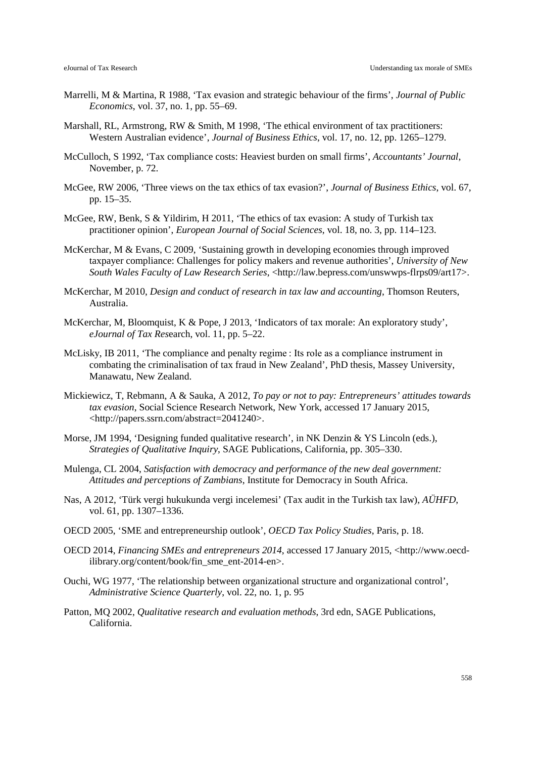Marrelli, M & Martina, R 1988, 'Tax evasion and strategic behaviour of the firms', *Journal of Public Economics*, vol. 37, no. 1, pp. 55–69.

Marshall, RL, Armstrong, RW & Smith, M 1998, 'The ethical environment of tax practitioners: Western Australian evidence', *Journal of Business Ethics*, vol. 17, no. 12, pp. 1265–1279.

McCulloch, S 1992, 'Tax compliance costs: Heaviest burden on small firms', *Accountants' Journal*, November, p. 72.

McGee, RW 2006, 'Three views on the tax ethics of tax evasion?', *Journal of Business Ethics*, vol. 67, pp. 15–35.

McGee, RW, Benk, S & Yildirim, H 2011, 'The ethics of tax evasion: A study of Turkish tax practitioner opinion', *European Journal of Social Sciences*, vol. 18, no. 3, pp. 114–123.

McKerchar, M & Evans, C 2009, 'Sustaining growth in developing economies through improved taxpayer compliance: Challenges for policy makers and revenue authorities', *University of New South Wales Faculty of Law Research Series*, <http://law.bepress.com/unswwps-flrps09/art17>.

McKerchar, M 2010, *Design and conduct of research in tax law and accounting*, Thomson Reuters, Australia.

McKerchar, M, Bloomquist, K & Pope, J 2013, 'Indicators of tax morale: An exploratory study', *eJournal of Tax Res*earch, vol. 11, pp. 5–22.

McLisky, IB 2011, 'The compliance and penalty regime : Its role as a compliance instrument in combating the criminalisation of tax fraud in New Zealand', PhD thesis, Massey University, Manawatu, New Zealand.

Mickiewicz, T, Rebmann, A & Sauka, A 2012, *To pay or not to pay: Entrepreneurs' attitudes towards tax evasion*, Social Science Research Network, New York, accessed 17 January 2015, <http://papers.ssrn.com/abstract=2041240>.

Morse, JM 1994, 'Designing funded qualitative research', in NK Denzin & YS Lincoln (eds.), *Strategies of Qualitative Inquiry*, SAGE Publications, California, pp. 305–330.

Mulenga, CL 2004, *Satisfaction with democracy and performance of the new deal government: Attitudes and perceptions of Zambians*, Institute for Democracy in South Africa.

Nas, A 2012, 'Türk vergi hukukunda vergi incelemesi' (Tax audit in the Turkish tax law), *AÜHFD*, vol. 61, pp. 1307–1336.

OECD 2005, 'SME and entrepreneurship outlook', *OECD Tax Policy Studies*, Paris, p. 18.

OECD 2014, *Financing SMEs and entrepreneurs 2014*, accessed 17 January 2015, <http://www.oecd-ilibrary.org/content/book/fin_sme_ent-2014-en>.

Ouchi, WG 1977, 'The relationship between organizational structure and organizational control', *Administrative Science Quarterly*, vol. 22, no. 1, p. 95

Patton, MQ 2002, *Qualitative research and evaluation methods*, 3rd edn, SAGE Publications, California.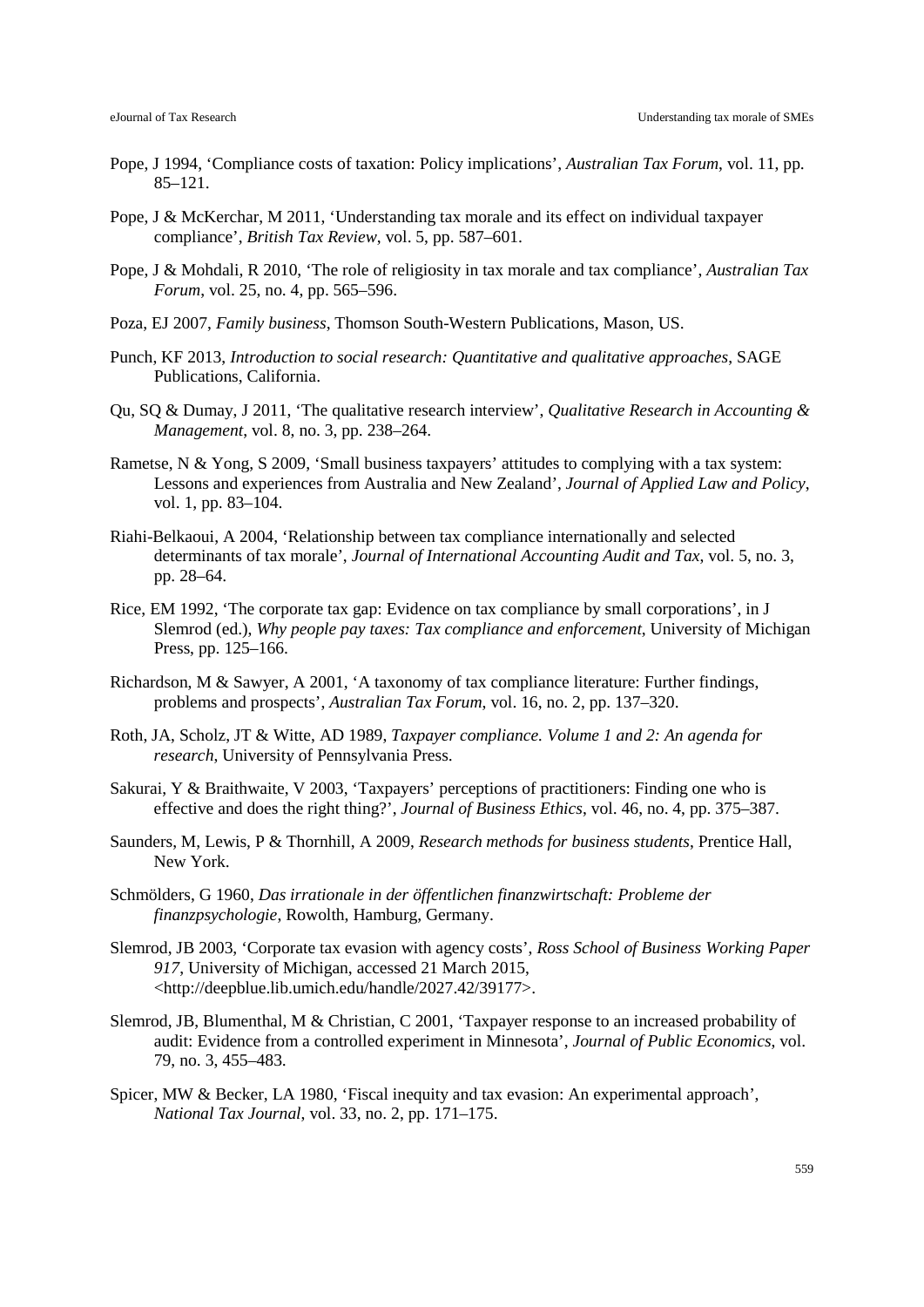Pope, J 1994, 'Compliance costs of taxation: Policy implications', *Australian Tax Forum*, vol. 11, pp. 85–121.

Pope, J & McKerchar, M 2011, 'Understanding tax morale and its effect on individual taxpayer compliance', *British Tax Review*, vol. 5, pp. 587–601.

Pope, J & Mohdali, R 2010, 'The role of religiosity in tax morale and tax compliance', *Australian Tax Forum*, vol. 25, no. 4, pp. 565–596.

Poza, EJ 2007, *Family business*, Thomson South-Western Publications, Mason, US.

Punch, KF 2013, *Introduction to social research: Quantitative and qualitative approaches*, SAGE Publications, California.

Qu, SQ & Dumay, J 2011, 'The qualitative research interview', *Qualitative Research in Accounting & Management*, vol. 8, no. 3, pp. 238–264.

Rametse, N & Yong, S 2009, 'Small business taxpayers' attitudes to complying with a tax system: Lessons and experiences from Australia and New Zealand', *Journal of Applied Law and Policy*, vol. 1, pp. 83–104.

Riahi-Belkaoui, A 2004, 'Relationship between tax compliance internationally and selected determinants of tax morale', *Journal of International Accounting Audit and Tax*, vol. 5, no. 3, pp. 28–64.

Rice, EM 1992, 'The corporate tax gap: Evidence on tax compliance by small corporations', in J Slemrod (ed.), *Why people pay taxes: Tax compliance and enforcement*, University of Michigan Press, pp. 125–166.

Richardson, M & Sawyer, A 2001, 'A taxonomy of tax compliance literature: Further findings, problems and prospects', *Australian Tax Forum*, vol. 16, no. 2, pp. 137–320.

Roth, JA, Scholz, JT & Witte, AD 1989, *Taxpayer compliance. Volume 1 and 2: An agenda for research*, University of Pennsylvania Press.

Sakurai, Y & Braithwaite, V 2003, 'Taxpayers' perceptions of practitioners: Finding one who is effective and does the right thing?', *Journal of Business Ethics*, vol. 46, no. 4, pp. 375–387.

Saunders, M, Lewis, P & Thornhill, A 2009, *Research methods for business students*, Prentice Hall, New York.

Schmölders, G 1960, *Das irrationale in der öffentlichen finanzwirtschaft: Probleme der finanzpsychologie*, Rowolth, Hamburg, Germany.

Slemrod, JB 2003, 'Corporate tax evasion with agency costs', *Ross School of Business Working Paper 917*, University of Michigan, accessed 21 March 2015, <http://deepblue.lib.umich.edu/handle/2027.42/39177>.

Slemrod, JB, Blumenthal, M & Christian, C 2001, 'Taxpayer response to an increased probability of audit: Evidence from a controlled experiment in Minnesota', *Journal of Public Economics*, vol. 79, no. 3, 455–483.

Spicer, MW & Becker, LA 1980, 'Fiscal inequity and tax evasion: An experimental approach', *National Tax Journal*, vol. 33, no. 2, pp. 171–175.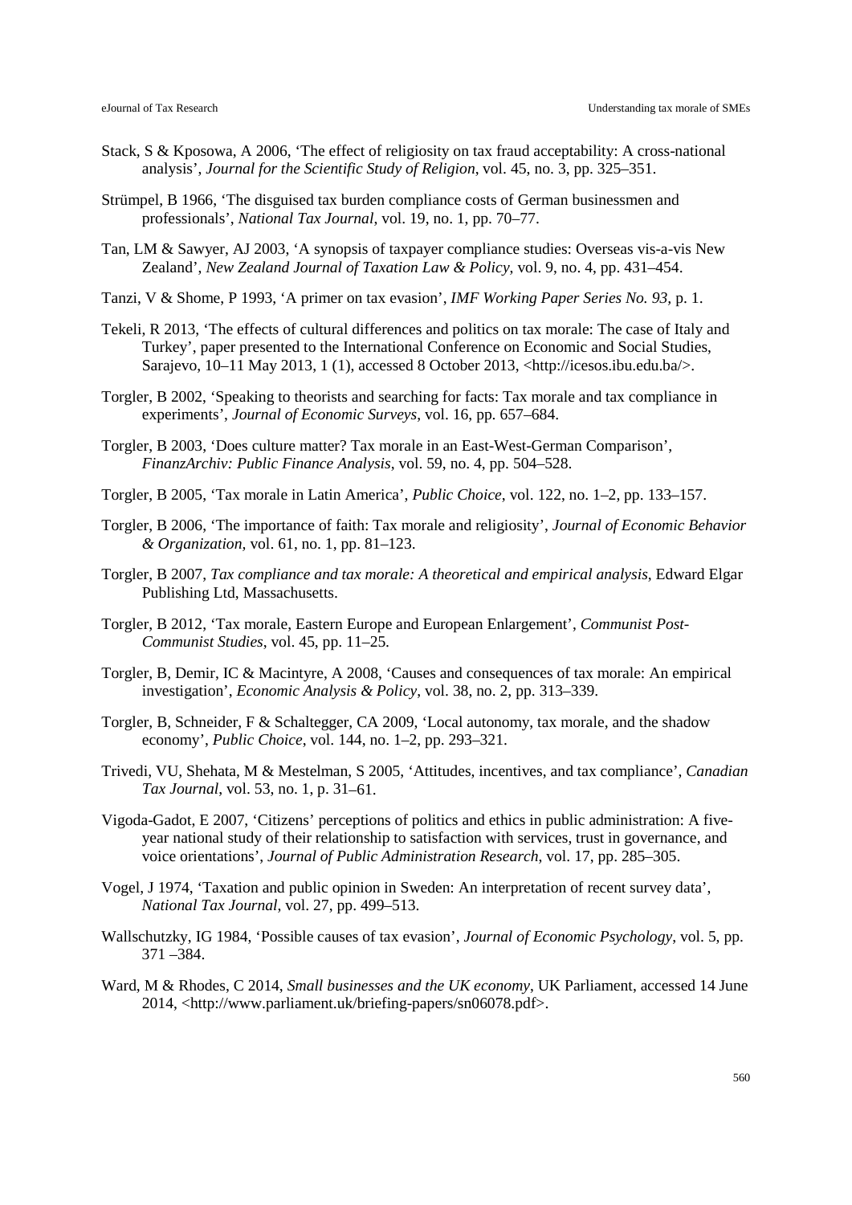Stack, S & Kposowa, A 2006, 'The effect of religiosity on tax fraud acceptability: A cross-national analysis', *Journal for the Scientific Study of Religion*, vol. 45, no. 3, pp. 325–351.

Strümpel, B 1966, 'The disguised tax burden compliance costs of German businessmen and professionals', *National Tax Journal*, vol. 19, no. 1, pp. 70–77.

Tan, LM & Sawyer, AJ 2003, 'A synopsis of taxpayer compliance studies: Overseas vis-a-vis New Zealand', *New Zealand Journal of Taxation Law & Policy*, vol. 9, no. 4, pp. 431–454.

Tanzi, V & Shome, P 1993, 'A primer on tax evasion', *IMF Working Paper Series No. 93*, p. 1.

Tekeli, R 2013, 'The effects of cultural differences and politics on tax morale: The case of Italy and Turkey', paper presented to the International Conference on Economic and Social Studies, Sarajevo, 10–11 May 2013, 1 (1), accessed 8 October 2013, <http://icesos.ibu.edu.ba/>.

Torgler, B 2002, 'Speaking to theorists and searching for facts: Tax morale and tax compliance in experiments', *Journal of Economic Surveys*, vol. 16, pp. 657–684.

Torgler, B 2003, 'Does culture matter? Tax morale in an East-West-German Comparison', *FinanzArchiv: Public Finance Analysis*, vol. 59, no. 4, pp. 504–528.

Torgler, B 2005, 'Tax morale in Latin America', *Public Choice*, vol. 122, no. 1–2, pp. 133–157.

Torgler, B 2006, 'The importance of faith: Tax morale and religiosity', *Journal of Economic Behavior & Organization*, vol. 61, no. 1, pp. 81–123.

Torgler, B 2007, *Tax compliance and tax morale: A theoretical and empirical analysis*, Edward Elgar Publishing Ltd, Massachusetts.

Torgler, B 2012, 'Tax morale, Eastern Europe and European Enlargement', *Communist Post-Communist Studies*, vol. 45, pp. 11–25.

Torgler, B, Demir, IC & Macintyre, A 2008, 'Causes and consequences of tax morale: An empirical investigation', *Economic Analysis & Policy*, vol. 38, no. 2, pp. 313–339.

Torgler, B, Schneider, F & Schaltegger, CA 2009, 'Local autonomy, tax morale, and the shadow economy', *Public Choice*, vol. 144, no. 1–2, pp. 293–321.

Trivedi, VU, Shehata, M & Mestelman, S 2005, 'Attitudes, incentives, and tax compliance', *Canadian Tax Journal*, vol. 53, no. 1, p. 31–61.

Vigoda-Gadot, E 2007, 'Citizens' perceptions of politics and ethics in public administration: A five-year national study of their relationship to satisfaction with services, trust in governance, and voice orientations', *Journal of Public Administration Research*, vol. 17, pp. 285–305.

Vogel, J 1974, 'Taxation and public opinion in Sweden: An interpretation of recent survey data', *National Tax Journal*, vol. 27, pp. 499–513.

Wallschutzky, IG 1984, 'Possible causes of tax evasion', *Journal of Economic Psychology*, vol. 5, pp. 371 –384.

Ward, M & Rhodes, C 2014, *Small businesses and the UK economy*, UK Parliament, accessed 14 June 2014, <http://www.parliament.uk/briefing-papers/sn06078.pdf>.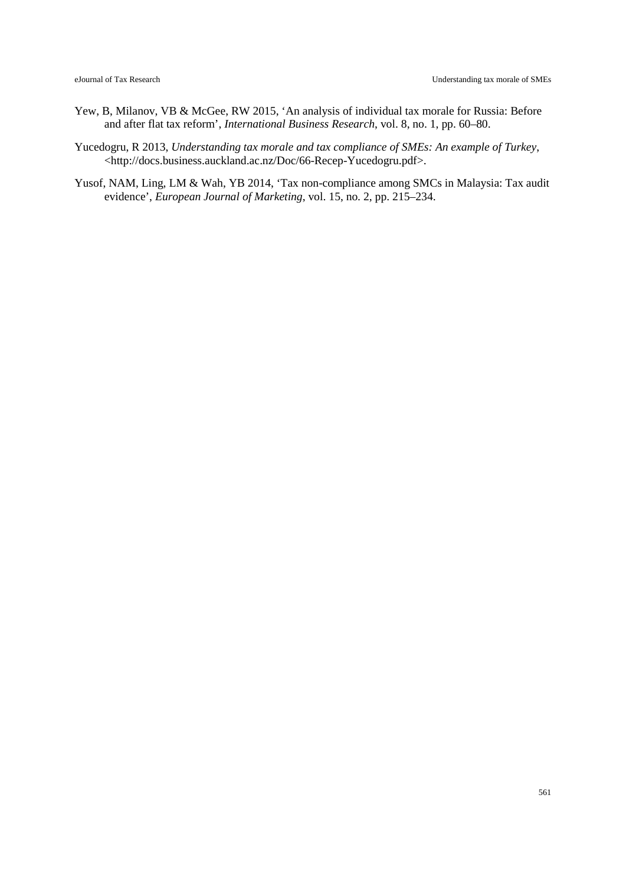Yew, B, Milanov, VB & McGee, RW 2015, 'An analysis of individual tax morale for Russia: Before and after flat tax reform', *International Business Research*, vol. 8, no. 1, pp. 60–80.

Yucedogru, R 2013, *Understanding tax morale and tax compliance of SMEs: An example of Turkey*, <http://docs.business.auckland.ac.nz/Doc/66-Recep-Yucedogru.pdf>.

Yusof, NAM, Ling, LM & Wah, YB 2014, 'Tax non-compliance among SMCs in Malaysia: Tax audit evidence', *European Journal of Marketing*, vol. 15, no. 2, pp. 215–234.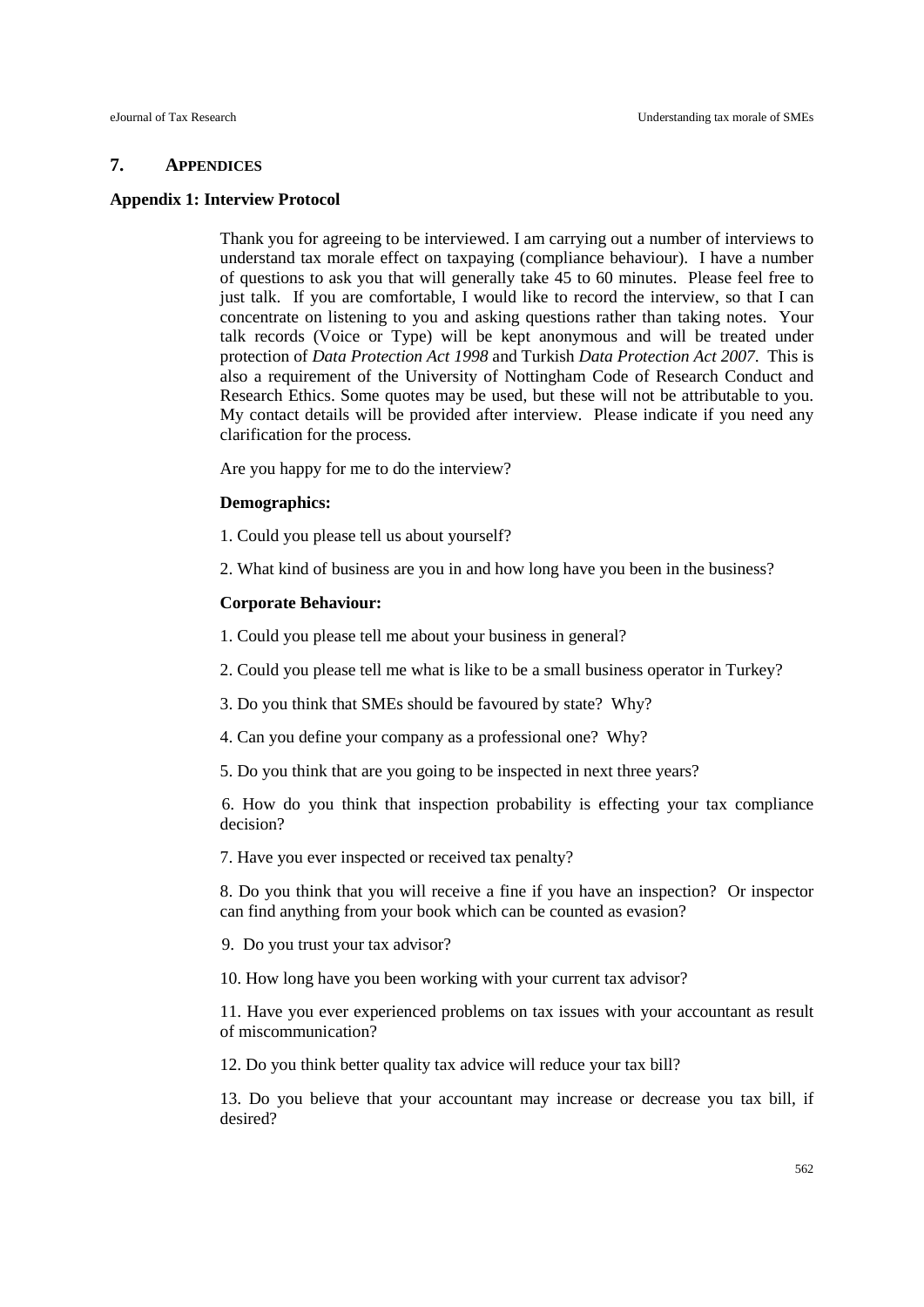## 7. APPENDICES

### Appendix 1: Interview Protocol

Thank you for agreeing to be interviewed. I am carrying out a number of interviews to understand tax morale effect on taxpaying (compliance behaviour). I have a number of questions to ask you that will generally take 45 to 60 minutes. Please feel free to just talk. If you are comfortable, I would like to record the interview, so that I can concentrate on listening to you and asking questions rather than taking notes. Your talk records (Voice or Type) will be kept anonymous and will be treated under protection of *Data Protection Act 1998* and Turkish *Data Protection Act 2007*. This is also a requirement of the University of Nottingham Code of Research Conduct and Research Ethics. Some quotes may be used, but these will not be attributable to you. My contact details will be provided after interview. Please indicate if you need any clarification for the process.

Are you happy for me to do the interview?

**Demographics:**

1. Could you please tell us about yourself?

2. What kind of business are you in and how long have you been in the business?

**Corporate Behaviour:**

1. Could you please tell me about your business in general?

2. Could you please tell me what is like to be a small business operator in Turkey?

3. Do you think that SMEs should be favoured by state? Why?

4. Can you define your company as a professional one? Why?

5. Do you think that are you going to be inspected in next three years?

6. How do you think that inspection probability is effecting your tax compliance decision?

7. Have you ever inspected or received tax penalty?

8. Do you think that you will receive a fine if you have an inspection? Or inspector can find anything from your book which can be counted as evasion?

9. Do you trust your tax advisor?

10. How long have you been working with your current tax advisor?

11. Have you ever experienced problems on tax issues with your accountant as result of miscommunication?

12. Do you think better quality tax advice will reduce your tax bill?

13. Do you believe that your accountant may increase or decrease you tax bill, if desired?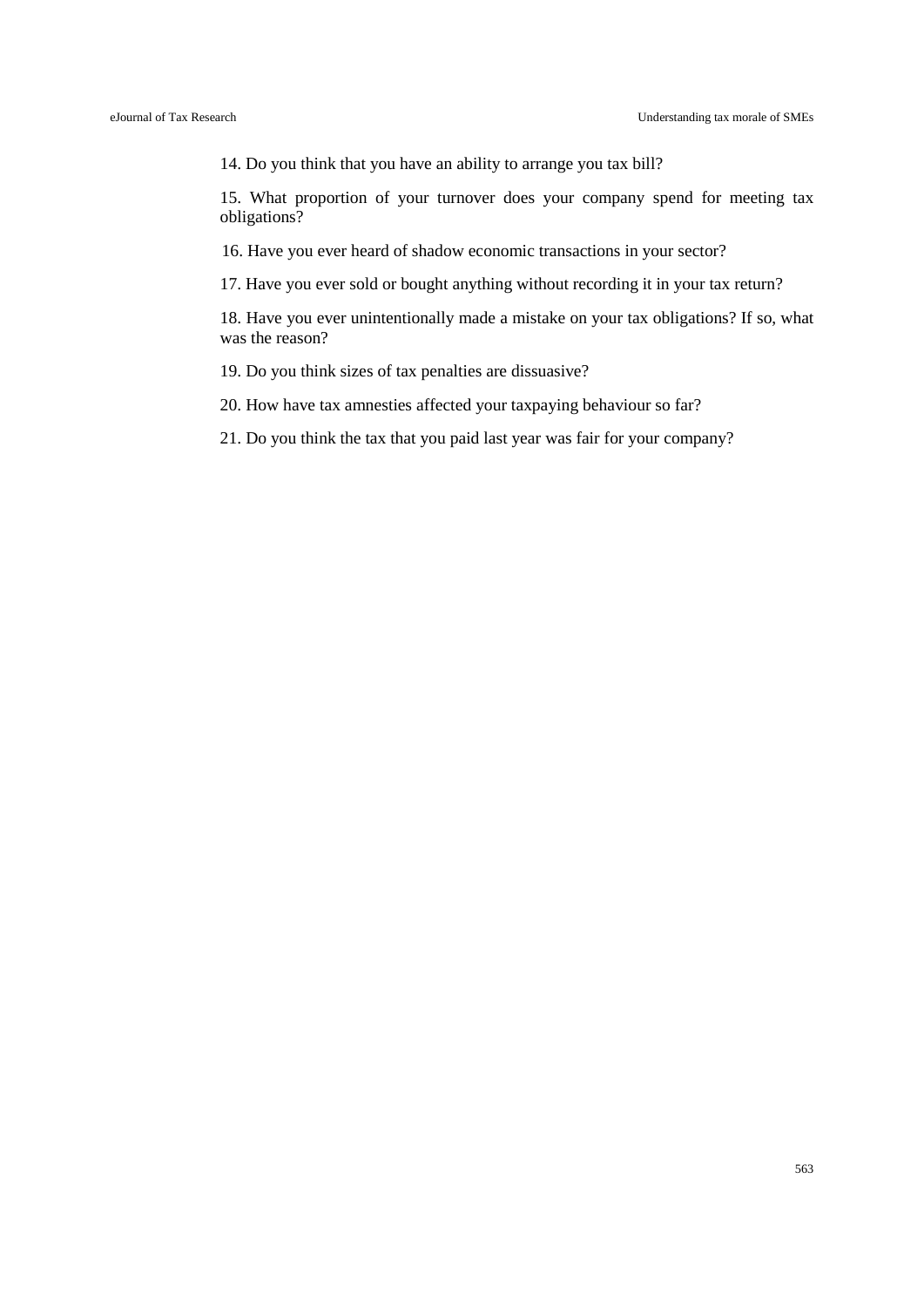14. Do you think that you have an ability to arrange you tax bill?

15. What proportion of your turnover does your company spend for meeting tax obligations?

16. Have you ever heard of shadow economic transactions in your sector?

17. Have you ever sold or bought anything without recording it in your tax return?

18. Have you ever unintentionally made a mistake on your tax obligations? If so, what was the reason?

19. Do you think sizes of tax penalties are dissuasive?

20. How have tax amnesties affected your taxpaying behaviour so far?

21. Do you think the tax that you paid last year was fair for your company?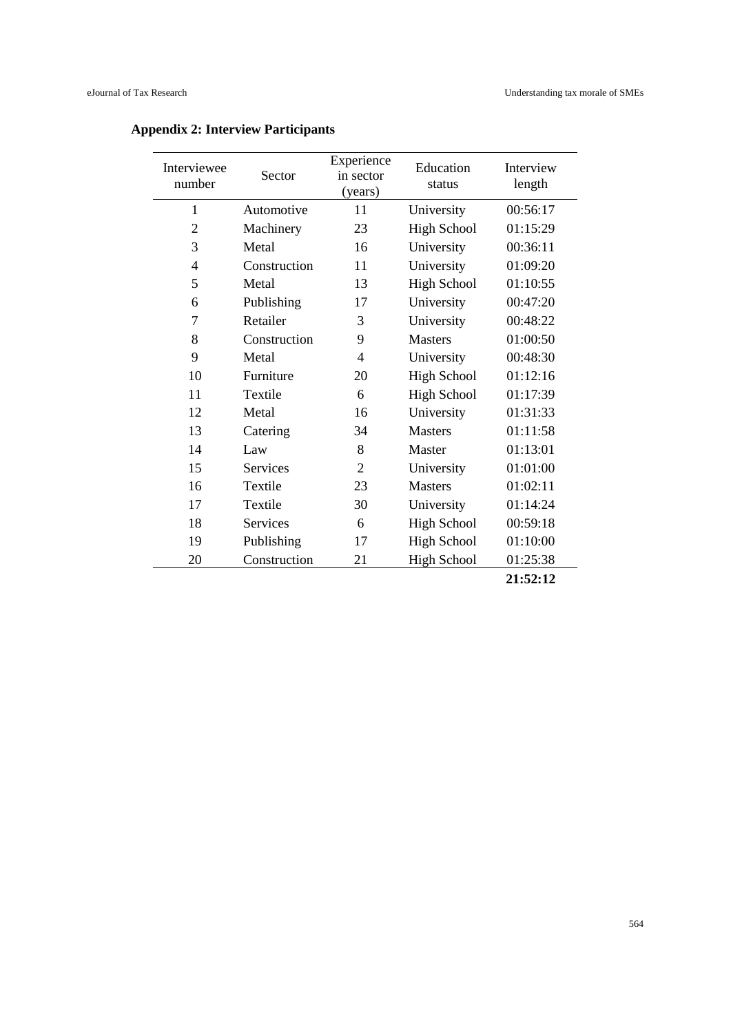## Appendix 2: Interview Participants

| Interviewee number | Sector | Experience in sector (years) | Education status | Interview length |
|---|---|---|---|---|
| 1 | Automotive | 11 | University | 00:56:17 |
| 2 | Machinery | 23 | High School | 01:15:29 |
| 3 | Metal | 16 | University | 00:36:11 |
| 4 | Construction | 11 | University | 01:09:20 |
| 5 | Metal | 13 | High School | 01:10:55 |
| 6 | Publishing | 17 | University | 00:47:20 |
| 7 | Retailer | 3 | University | 00:48:22 |
| 8 | Construction | 9 | Masters | 01:00:50 |
| 9 | Metal | 4 | University | 00:48:30 |
| 10 | Furniture | 20 | High School | 01:12:16 |
| 11 | Textile | 6 | High School | 01:17:39 |
| 12 | Metal | 16 | University | 01:31:33 |
| 13 | Catering | 34 | Masters | 01:11:58 |
| 14 | Law | 8 | Master | 01:13:01 |
| 15 | Services | 2 | University | 01:01:00 |
| 16 | Textile | 23 | Masters | 01:02:11 |
| 17 | Textile | 30 | University | 01:14:24 |
| 18 | Services | 6 | High School | 00:59:18 |
| 19 | Publishing | 17 | High School | 01:10:00 |
| 20 | Construction | 21 | High School | 01:25:38 |
| | | | | **21:52:12** |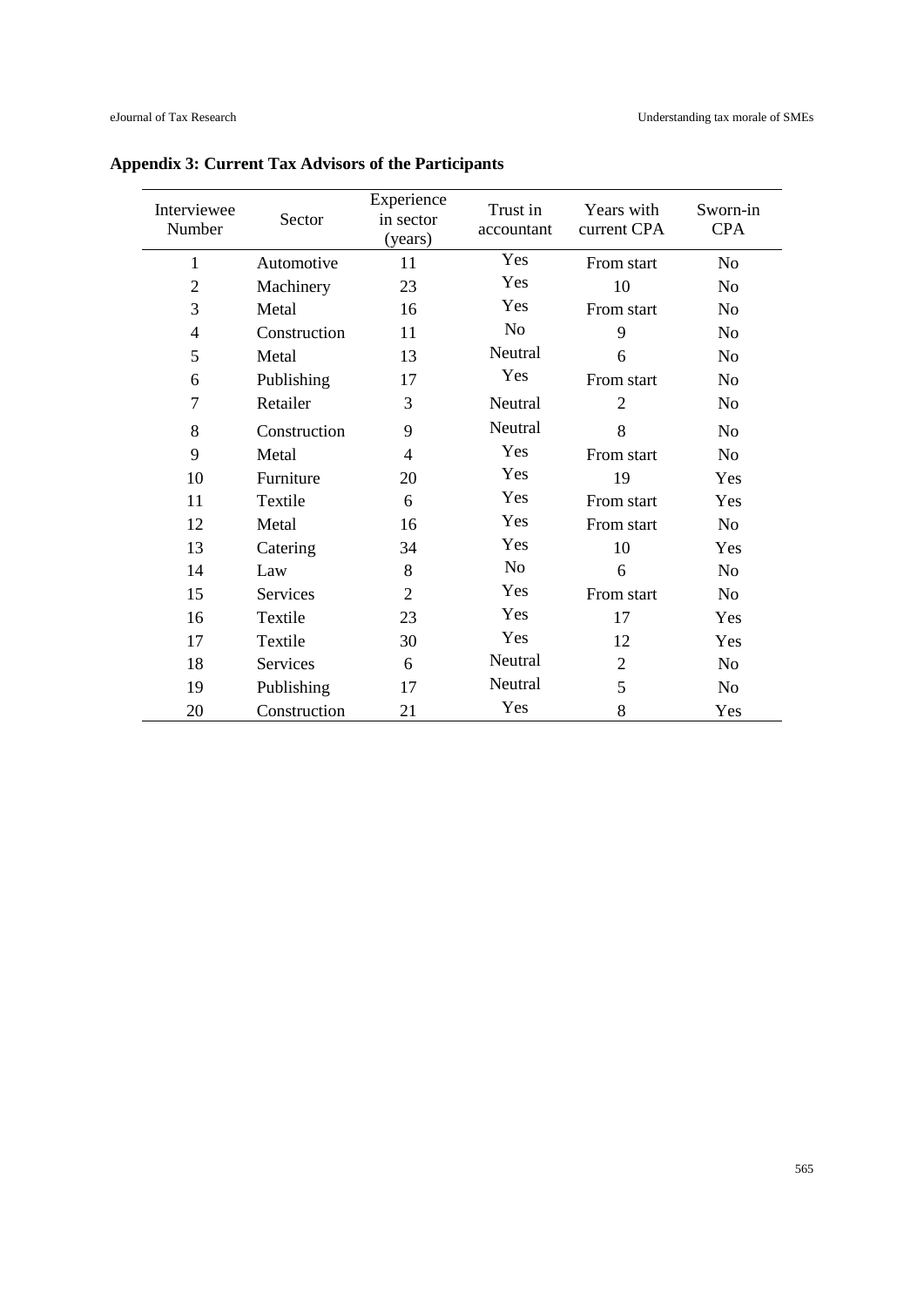## Appendix 3: Current Tax Advisors of the Participants

| Interviewee Number | Sector | Experience in sector (years) | Trust in accountant | Years with current CPA | Sworn-in CPA |
|---|---|---|---|---|---|
| 1 | Automotive | 11 | Yes | From start | No |
| 2 | Machinery | 23 | Yes | 10 | No |
| 3 | Metal | 16 | Yes | From start | No |
| 4 | Construction | 11 | No | 9 | No |
| 5 | Metal | 13 | Neutral | 6 | No |
| 6 | Publishing | 17 | Yes | From start | No |
| 7 | Retailer | 3 | Neutral | 2 | No |
| 8 | Construction | 9 | Neutral | 8 | No |
| 9 | Metal | 4 | Yes | From start | No |
| 10 | Furniture | 20 | Yes | 19 | Yes |
| 11 | Textile | 6 | Yes | From start | Yes |
| 12 | Metal | 16 | Yes | From start | No |
| 13 | Catering | 34 | Yes | 10 | Yes |
| 14 | Law | 8 | No | 6 | No |
| 15 | Services | 2 | Yes | From start | No |
| 16 | Textile | 23 | Yes | 17 | Yes |
| 17 | Textile | 30 | Yes | 12 | Yes |
| 18 | Services | 6 | Neutral | 2 | No |
| 19 | Publishing | 17 | Neutral | 5 | No |
| 20 | Construction | 21 | Yes | 8 | Yes |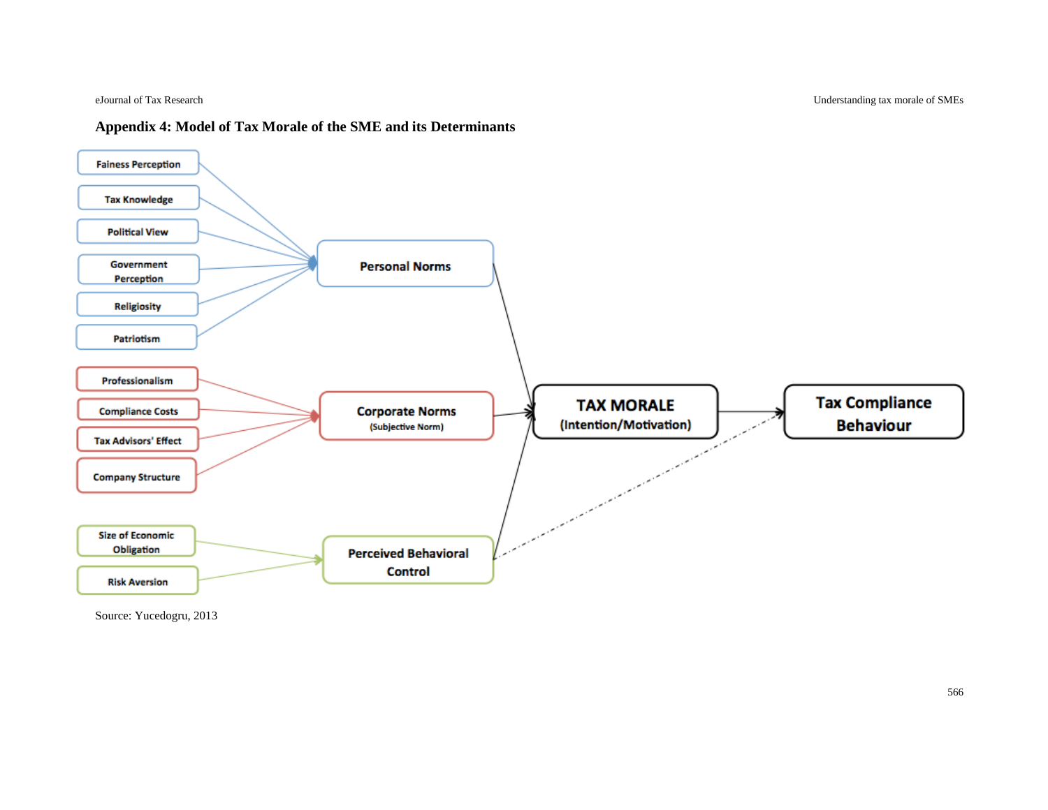## Appendix 4: Model of Tax Morale of the SME and its Determinants

Faines Perception

Tax Knowledge

Political View

Government Perception

Religiosity

Patriotism

Personal Norms

Professionalism

Compliance Costs

Tax Advisors' Effect

Company Structure

Corporate Norms (Subjective Norm)

TAX MORALE (Intention/Motivation)

Tax Compliance Behaviour

Size of Economic Obligation

Risk Aversion

Perceived Behavioral Control

Source: Yucedogru, 2013